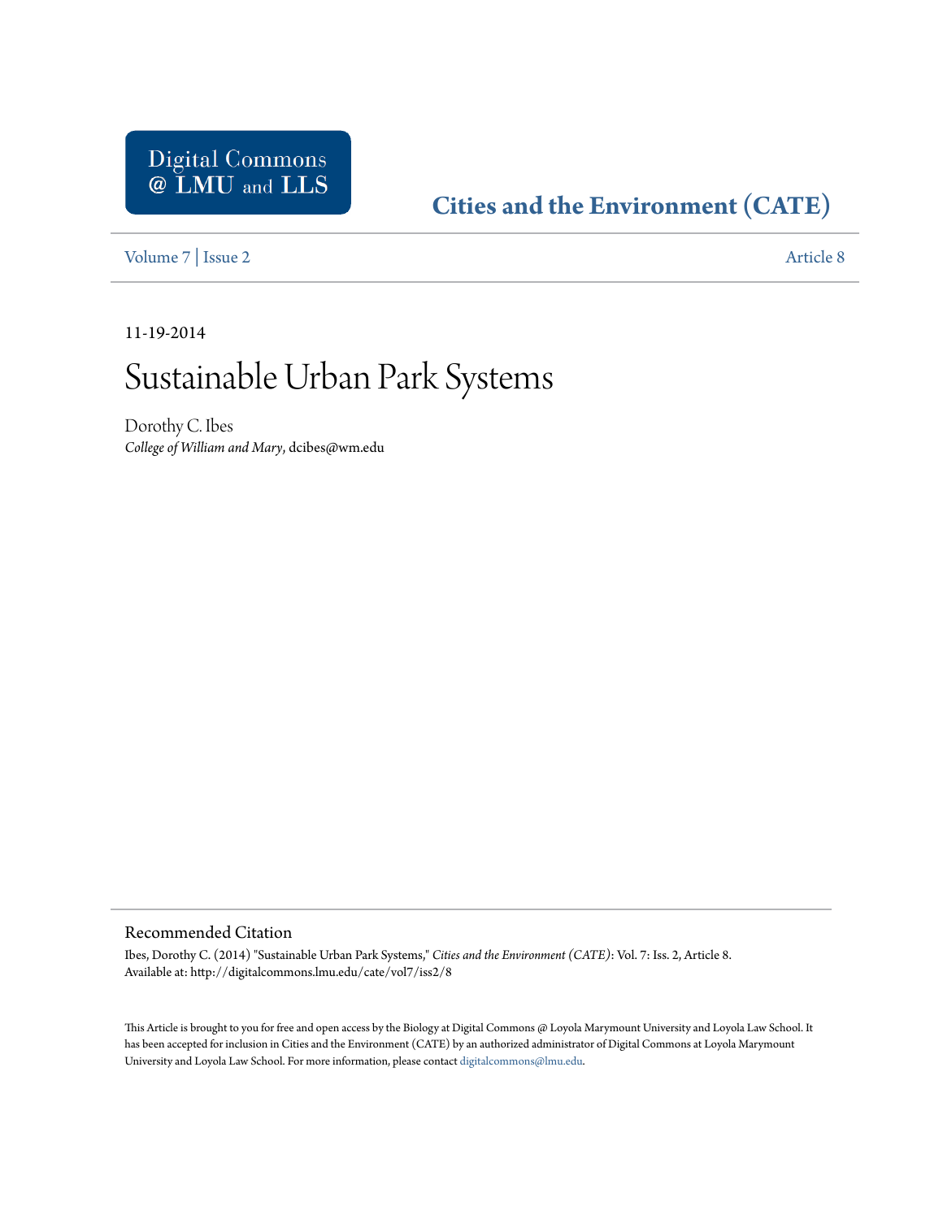Digital Commons @ LMU and LLS

**Cities and the Environment (CATE)**

Volume 7 | Issue 2 Article 8

11-19-2014

# Sustainable Urban Park Systems

Dorothy C. Ibes
*College of William and Mary*, dcibes@wm.edu

## Recommended Citation

Ibes, Dorothy C. (2014) "Sustainable Urban Park Systems," *Cities and the Environment (CATE)*: Vol. 7: Iss. 2, Article 8.
Available at: http://digitalcommons.lmu.edu/cate/vol7/iss2/8

This Article is brought to you for free and open access by the Biology at Digital Commons @ Loyola Marymount University and Loyola Law School. It has been accepted for inclusion in Cities and the Environment (CATE) by an authorized administrator of Digital Commons at Loyola Marymount University and Loyola Law School. For more information, please contact digitalcommons@lmu.edu.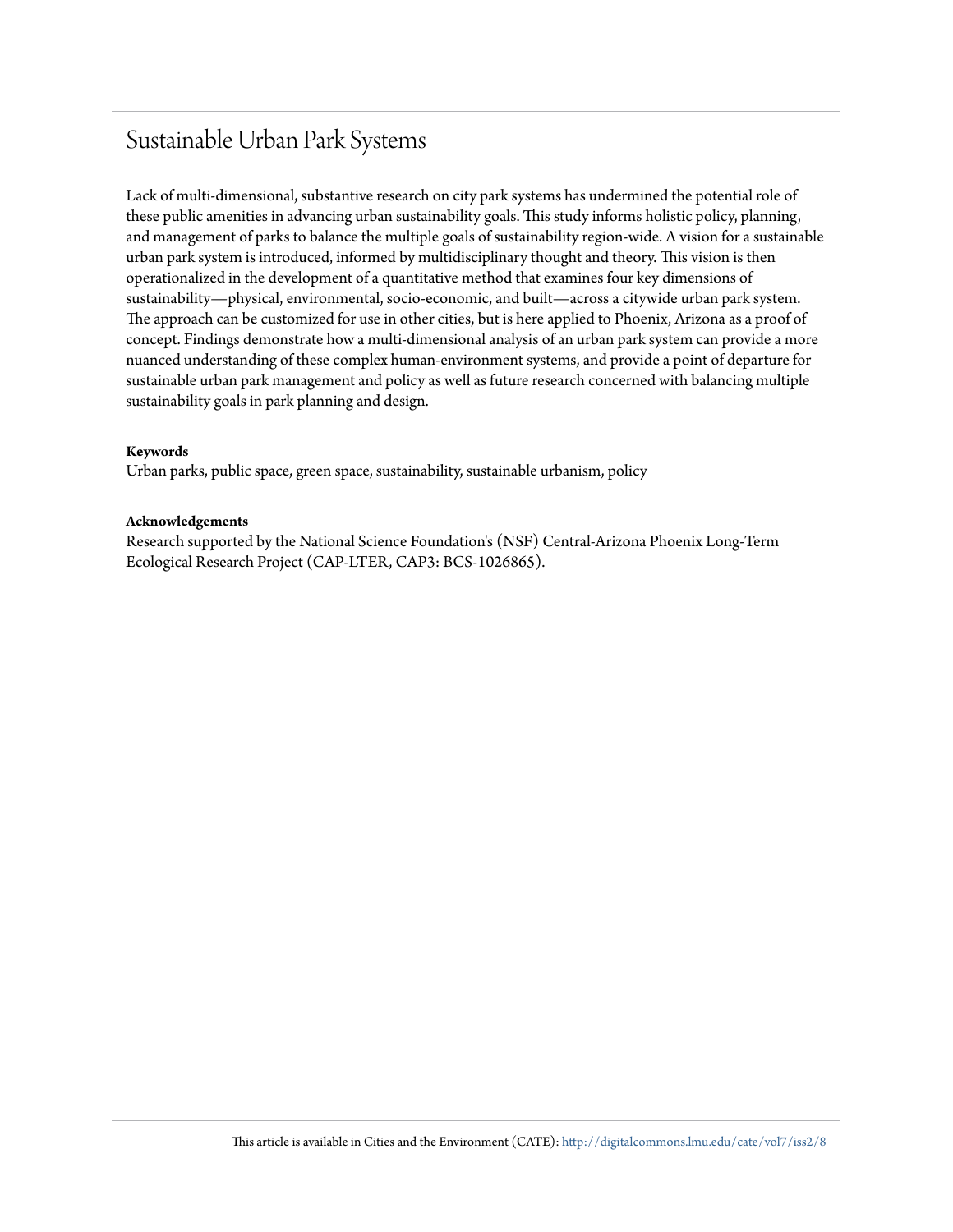# Sustainable Urban Park Systems

Lack of multi-dimensional, substantive research on city park systems has undermined the potential role of these public amenities in advancing urban sustainability goals. This study informs holistic policy, planning, and management of parks to balance the multiple goals of sustainability region-wide. A vision for a sustainable urban park system is introduced, informed by multidisciplinary thought and theory. This vision is then operationalized in the development of a quantitative method that examines four key dimensions of sustainability—physical, environmental, socio-economic, and built—across a citywide urban park system. The approach can be customized for use in other cities, but is here applied to Phoenix, Arizona as a proof of concept. Findings demonstrate how a multi-dimensional analysis of an urban park system can provide a more nuanced understanding of these complex human-environment systems, and provide a point of departure for sustainable urban park management and policy as well as future research concerned with balancing multiple sustainability goals in park planning and design.

**Keywords**

Urban parks, public space, green space, sustainability, sustainable urbanism, policy

**Acknowledgements**

Research supported by the National Science Foundation's (NSF) Central-Arizona Phoenix Long-Term Ecological Research Project (CAP-LTER, CAP3: BCS-1026865).

This article is available in Cities and the Environment (CATE): http://digitalcommons.lmu.edu/cate/vol7/iss2/8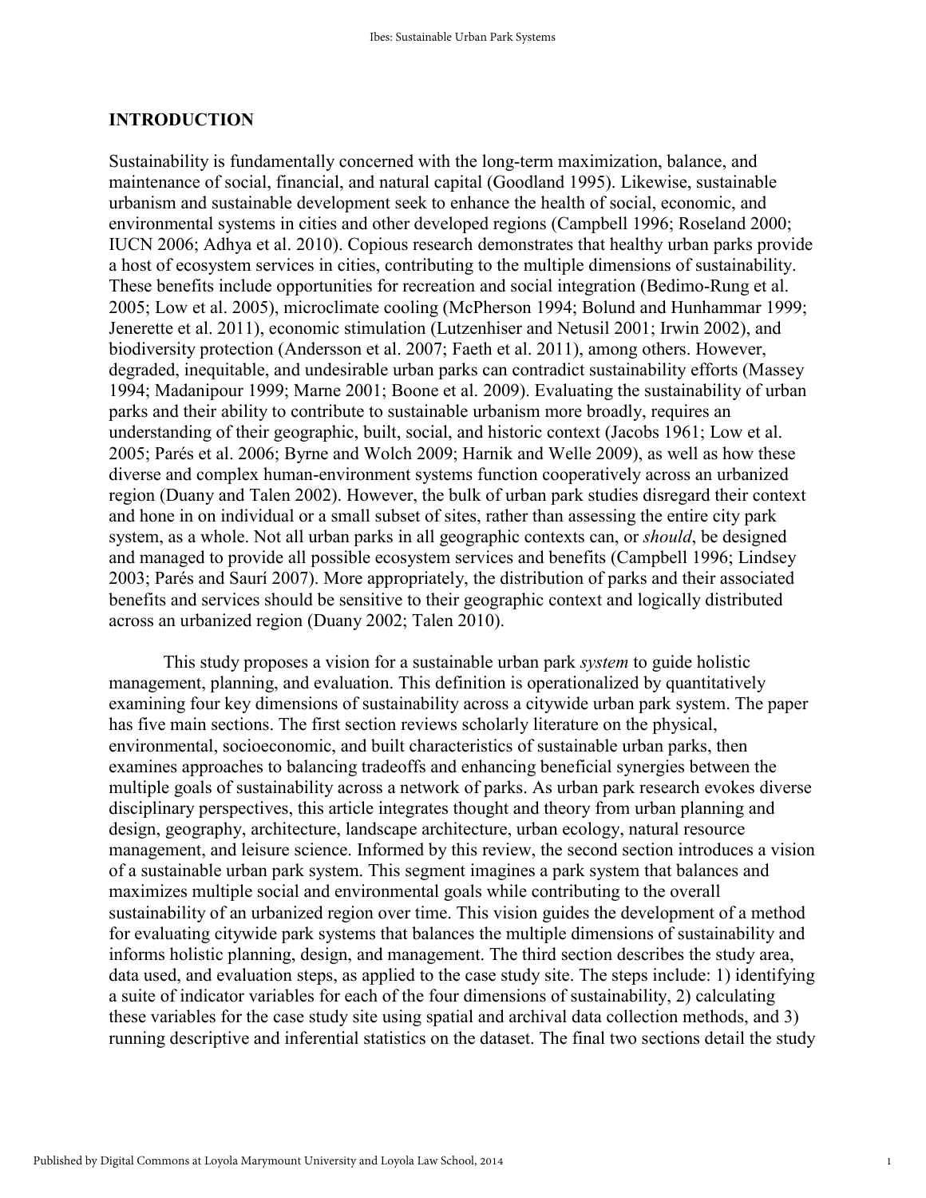## INTRODUCTION

Sustainability is fundamentally concerned with the long-term maximization, balance, and maintenance of social, financial, and natural capital (Goodland 1995). Likewise, sustainable urbanism and sustainable development seek to enhance the health of social, economic, and environmental systems in cities and other developed regions (Campbell 1996; Roseland 2000; IUCN 2006; Adhya et al. 2010). Copious research demonstrates that healthy urban parks provide a host of ecosystem services in cities, contributing to the multiple dimensions of sustainability. These benefits include opportunities for recreation and social integration (Bedimo-Rung et al. 2005; Low et al. 2005), microclimate cooling (McPherson 1994; Bolund and Hunhammar 1999; Jenerette et al. 2011), economic stimulation (Lutzenhiser and Netusil 2001; Irwin 2002), and biodiversity protection (Andersson et al. 2007; Faeth et al. 2011), among others. However, degraded, inequitable, and undesirable urban parks can contradict sustainability efforts (Massey 1994; Madanipour 1999; Marne 2001; Boone et al. 2009). Evaluating the sustainability of urban parks and their ability to contribute to sustainable urbanism more broadly, requires an understanding of their geographic, built, social, and historic context (Jacobs 1961; Low et al. 2005; Parés et al. 2006; Byrne and Wolch 2009; Harnik and Welle 2009), as well as how these diverse and complex human-environment systems function cooperatively across an urbanized region (Duany and Talen 2002). However, the bulk of urban park studies disregard their context and hone in on individual or a small subset of sites, rather than assessing the entire city park system, as a whole. Not all urban parks in all geographic contexts can, or *should*, be designed and managed to provide all possible ecosystem services and benefits (Campbell 1996; Lindsey 2003; Parés and Saurí 2007). More appropriately, the distribution of parks and their associated benefits and services should be sensitive to their geographic context and logically distributed across an urbanized region (Duany 2002; Talen 2010).

This study proposes a vision for a sustainable urban park *system* to guide holistic management, planning, and evaluation. This definition is operationalized by quantitatively examining four key dimensions of sustainability across a citywide urban park system. The paper has five main sections. The first section reviews scholarly literature on the physical, environmental, socioeconomic, and built characteristics of sustainable urban parks, then examines approaches to balancing tradeoffs and enhancing beneficial synergies between the multiple goals of sustainability across a network of parks. As urban park research evokes diverse disciplinary perspectives, this article integrates thought and theory from urban planning and design, geography, architecture, landscape architecture, urban ecology, natural resource management, and leisure science. Informed by this review, the second section introduces a vision of a sustainable urban park system. This segment imagines a park system that balances and maximizes multiple social and environmental goals while contributing to the overall sustainability of an urbanized region over time. This vision guides the development of a method for evaluating citywide park systems that balances the multiple dimensions of sustainability and informs holistic planning, design, and management. The third section describes the study area, data used, and evaluation steps, as applied to the case study site. The steps include: 1) identifying a suite of indicator variables for each of the four dimensions of sustainability, 2) calculating these variables for the case study site using spatial and archival data collection methods, and 3) running descriptive and inferential statistics on the dataset. The final two sections detail the study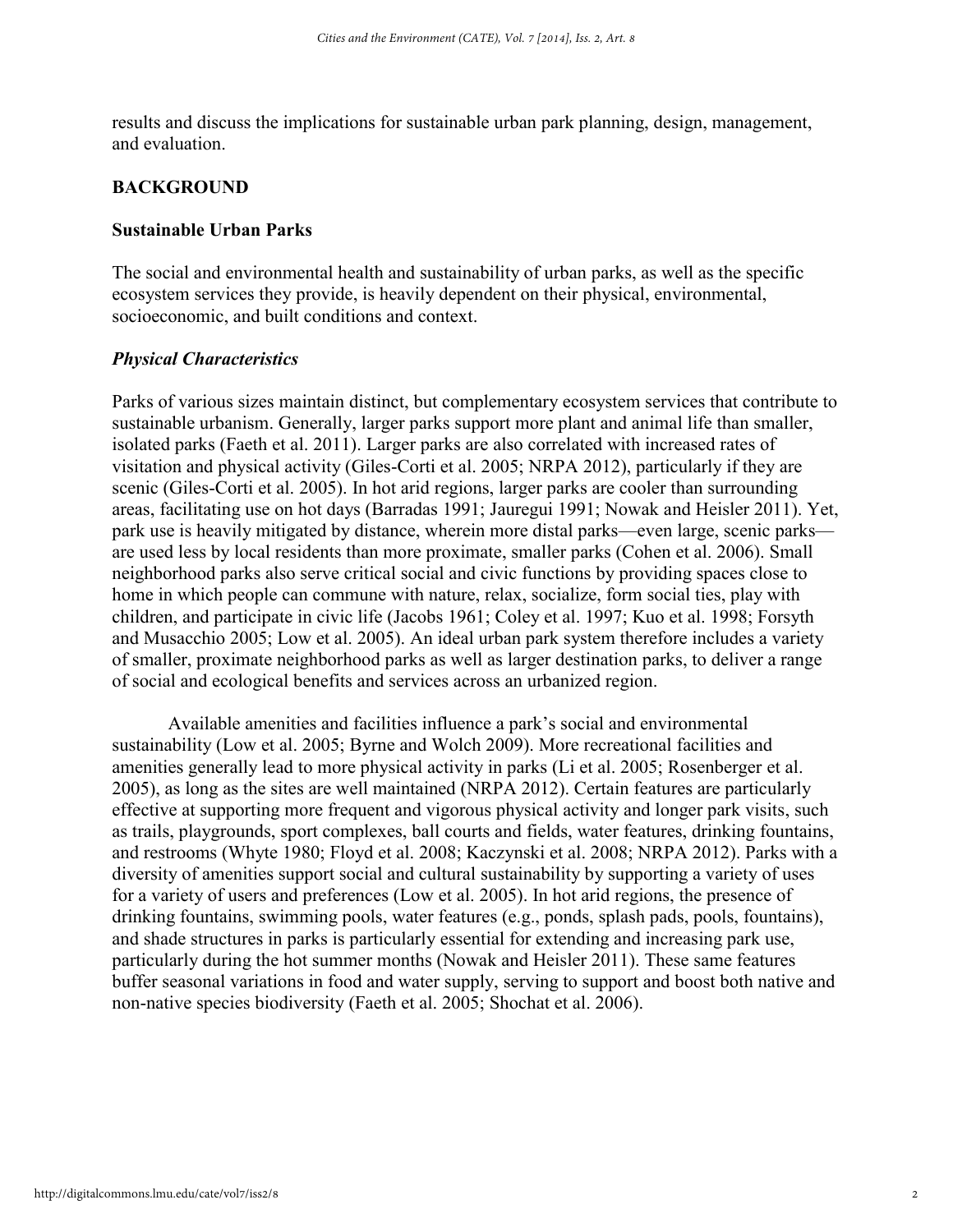results and discuss the implications for sustainable urban park planning, design, management, and evaluation.

## BACKGROUND

### Sustainable Urban Parks

The social and environmental health and sustainability of urban parks, as well as the specific ecosystem services they provide, is heavily dependent on their physical, environmental, socioeconomic, and built conditions and context.

#### *Physical Characteristics*

Parks of various sizes maintain distinct, but complementary ecosystem services that contribute to sustainable urbanism. Generally, larger parks support more plant and animal life than smaller, isolated parks (Faeth et al. 2011). Larger parks are also correlated with increased rates of visitation and physical activity (Giles-Corti et al. 2005; NRPA 2012), particularly if they are scenic (Giles-Corti et al. 2005). In hot arid regions, larger parks are cooler than surrounding areas, facilitating use on hot days (Barradas 1991; Jauregui 1991; Nowak and Heisler 2011). Yet, park use is heavily mitigated by distance, wherein more distal parks—even large, scenic parks—are used less by local residents than more proximate, smaller parks (Cohen et al. 2006). Small neighborhood parks also serve critical social and civic functions by providing spaces close to home in which people can commune with nature, relax, socialize, form social ties, play with children, and participate in civic life (Jacobs 1961; Coley et al. 1997; Kuo et al. 1998; Forsyth and Musacchio 2005; Low et al. 2005). An ideal urban park system therefore includes a variety of smaller, proximate neighborhood parks as well as larger destination parks, to deliver a range of social and ecological benefits and services across an urbanized region.

Available amenities and facilities influence a park's social and environmental sustainability (Low et al. 2005; Byrne and Wolch 2009). More recreational facilities and amenities generally lead to more physical activity in parks (Li et al. 2005; Rosenberger et al. 2005), as long as the sites are well maintained (NRPA 2012). Certain features are particularly effective at supporting more frequent and vigorous physical activity and longer park visits, such as trails, playgrounds, sport complexes, ball courts and fields, water features, drinking fountains, and restrooms (Whyte 1980; Floyd et al. 2008; Kaczynski et al. 2008; NRPA 2012). Parks with a diversity of amenities support social and cultural sustainability by supporting a variety of uses for a variety of users and preferences (Low et al. 2005). In hot arid regions, the presence of drinking fountains, swimming pools, water features (e.g., ponds, splash pads, pools, fountains), and shade structures in parks is particularly essential for extending and increasing park use, particularly during the hot summer months (Nowak and Heisler 2011). These same features buffer seasonal variations in food and water supply, serving to support and boost both native and non-native species biodiversity (Faeth et al. 2005; Shochat et al. 2006).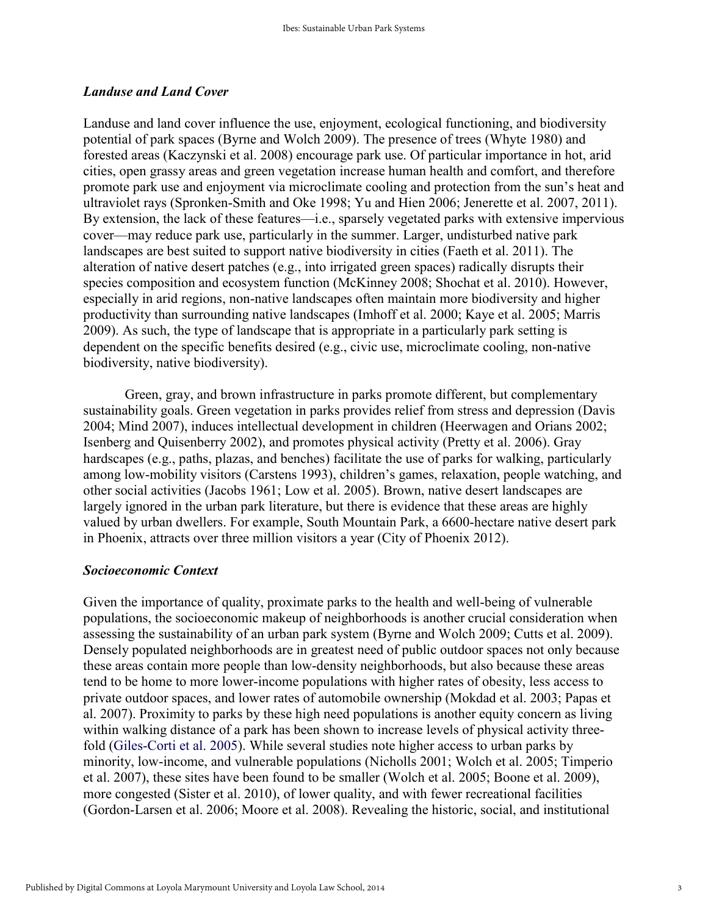### *Landuse and Land Cover*

Landuse and land cover influence the use, enjoyment, ecological functioning, and biodiversity potential of park spaces (Byrne and Wolch 2009). The presence of trees (Whyte 1980) and forested areas (Kaczynski et al. 2008) encourage park use. Of particular importance in hot, arid cities, open grassy areas and green vegetation increase human health and comfort, and therefore promote park use and enjoyment via microclimate cooling and protection from the sun's heat and ultraviolet rays (Spronken-Smith and Oke 1998; Yu and Hien 2006; Jenerette et al. 2007, 2011). By extension, the lack of these features—i.e., sparsely vegetated parks with extensive impervious cover—may reduce park use, particularly in the summer. Larger, undisturbed native park landscapes are best suited to support native biodiversity in cities (Faeth et al. 2011). The alteration of native desert patches (e.g., into irrigated green spaces) radically disrupts their species composition and ecosystem function (McKinney 2008; Shochat et al. 2010). However, especially in arid regions, non-native landscapes often maintain more biodiversity and higher productivity than surrounding native landscapes (Imhoff et al. 2000; Kaye et al. 2005; Marris 2009). As such, the type of landscape that is appropriate in a particularly park setting is dependent on the specific benefits desired (e.g., civic use, microclimate cooling, non-native biodiversity, native biodiversity).

Green, gray, and brown infrastructure in parks promote different, but complementary sustainability goals. Green vegetation in parks provides relief from stress and depression (Davis 2004; Mind 2007), induces intellectual development in children (Heerwagen and Orians 2002; Isenberg and Quisenberry 2002), and promotes physical activity (Pretty et al. 2006). Gray hardscapes (e.g., paths, plazas, and benches) facilitate the use of parks for walking, particularly among low-mobility visitors (Carstens 1993), children's games, relaxation, people watching, and other social activities (Jacobs 1961; Low et al. 2005). Brown, native desert landscapes are largely ignored in the urban park literature, but there is evidence that these areas are highly valued by urban dwellers. For example, South Mountain Park, a 6600-hectare native desert park in Phoenix, attracts over three million visitors a year (City of Phoenix 2012).

### *Socioeconomic Context*

Given the importance of quality, proximate parks to the health and well-being of vulnerable populations, the socioeconomic makeup of neighborhoods is another crucial consideration when assessing the sustainability of an urban park system (Byrne and Wolch 2009; Cutts et al. 2009). Densely populated neighborhoods are in greatest need of public outdoor spaces not only because these areas contain more people than low-density neighborhoods, but also because these areas tend to be home to more lower-income populations with higher rates of obesity, less access to private outdoor spaces, and lower rates of automobile ownership (Mokdad et al. 2003; Papas et al. 2007). Proximity to parks by these high need populations is another equity concern as living within walking distance of a park has been shown to increase levels of physical activity three-fold (Giles-Corti et al. 2005). While several studies note higher access to urban parks by minority, low-income, and vulnerable populations (Nicholls 2001; Wolch et al. 2005; Timperio et al. 2007), these sites have been found to be smaller (Wolch et al. 2005; Boone et al. 2009), more congested (Sister et al. 2010), of lower quality, and with fewer recreational facilities (Gordon-Larsen et al. 2006; Moore et al. 2008). Revealing the historic, social, and institutional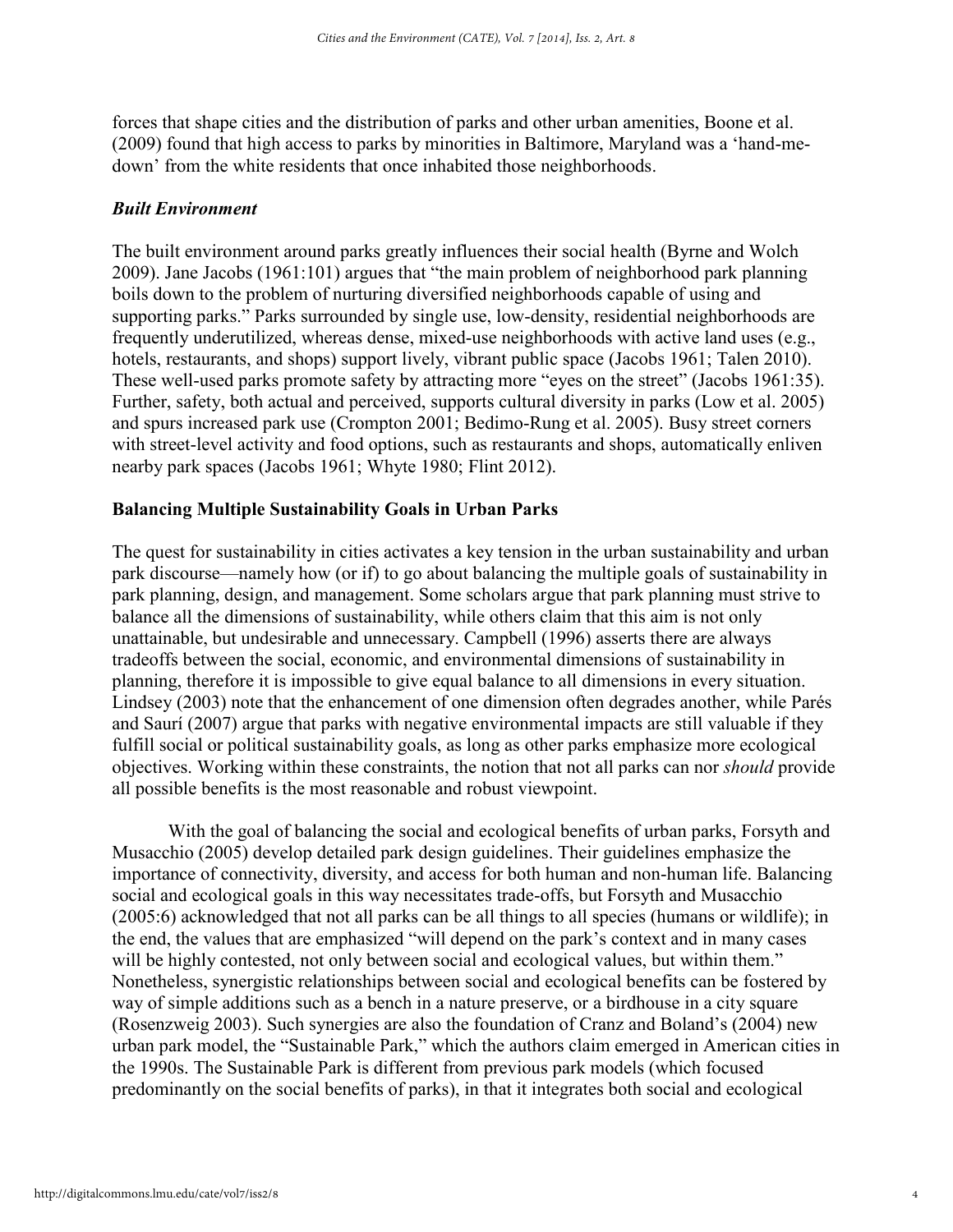forces that shape cities and the distribution of parks and other urban amenities, Boone et al. (2009) found that high access to parks by minorities in Baltimore, Maryland was a 'hand-me-down' from the white residents that once inhabited those neighborhoods.

### *Built Environment*

The built environment around parks greatly influences their social health (Byrne and Wolch 2009). Jane Jacobs (1961:101) argues that "the main problem of neighborhood park planning boils down to the problem of nurturing diversified neighborhoods capable of using and supporting parks." Parks surrounded by single use, low-density, residential neighborhoods are frequently underutilized, whereas dense, mixed-use neighborhoods with active land uses (e.g., hotels, restaurants, and shops) support lively, vibrant public space (Jacobs 1961; Talen 2010). These well-used parks promote safety by attracting more "eyes on the street" (Jacobs 1961:35). Further, safety, both actual and perceived, supports cultural diversity in parks (Low et al. 2005) and spurs increased park use (Crompton 2001; Bedimo-Rung et al. 2005). Busy street corners with street-level activity and food options, such as restaurants and shops, automatically enliven nearby park spaces (Jacobs 1961; Whyte 1980; Flint 2012).

## Balancing Multiple Sustainability Goals in Urban Parks

The quest for sustainability in cities activates a key tension in the urban sustainability and urban park discourse—namely how (or if) to go about balancing the multiple goals of sustainability in park planning, design, and management. Some scholars argue that park planning must strive to balance all the dimensions of sustainability, while others claim that this aim is not only unattainable, but undesirable and unnecessary. Campbell (1996) asserts there are always tradeoffs between the social, economic, and environmental dimensions of sustainability in planning, therefore it is impossible to give equal balance to all dimensions in every situation. Lindsey (2003) note that the enhancement of one dimension often degrades another, while Parés and Saurí (2007) argue that parks with negative environmental impacts are still valuable if they fulfill social or political sustainability goals, as long as other parks emphasize more ecological objectives. Working within these constraints, the notion that not all parks can nor *should* provide all possible benefits is the most reasonable and robust viewpoint.

With the goal of balancing the social and ecological benefits of urban parks, Forsyth and Musacchio (2005) develop detailed park design guidelines. Their guidelines emphasize the importance of connectivity, diversity, and access for both human and non-human life. Balancing social and ecological goals in this way necessitates trade-offs, but Forsyth and Musacchio (2005:6) acknowledged that not all parks can be all things to all species (humans or wildlife); in the end, the values that are emphasized "will depend on the park's context and in many cases will be highly contested, not only between social and ecological values, but within them." Nonetheless, synergistic relationships between social and ecological benefits can be fostered by way of simple additions such as a bench in a nature preserve, or a birdhouse in a city square (Rosenzweig 2003). Such synergies are also the foundation of Cranz and Boland's (2004) new urban park model, the "Sustainable Park," which the authors claim emerged in American cities in the 1990s. The Sustainable Park is different from previous park models (which focused predominantly on the social benefits of parks), in that it integrates both social and ecological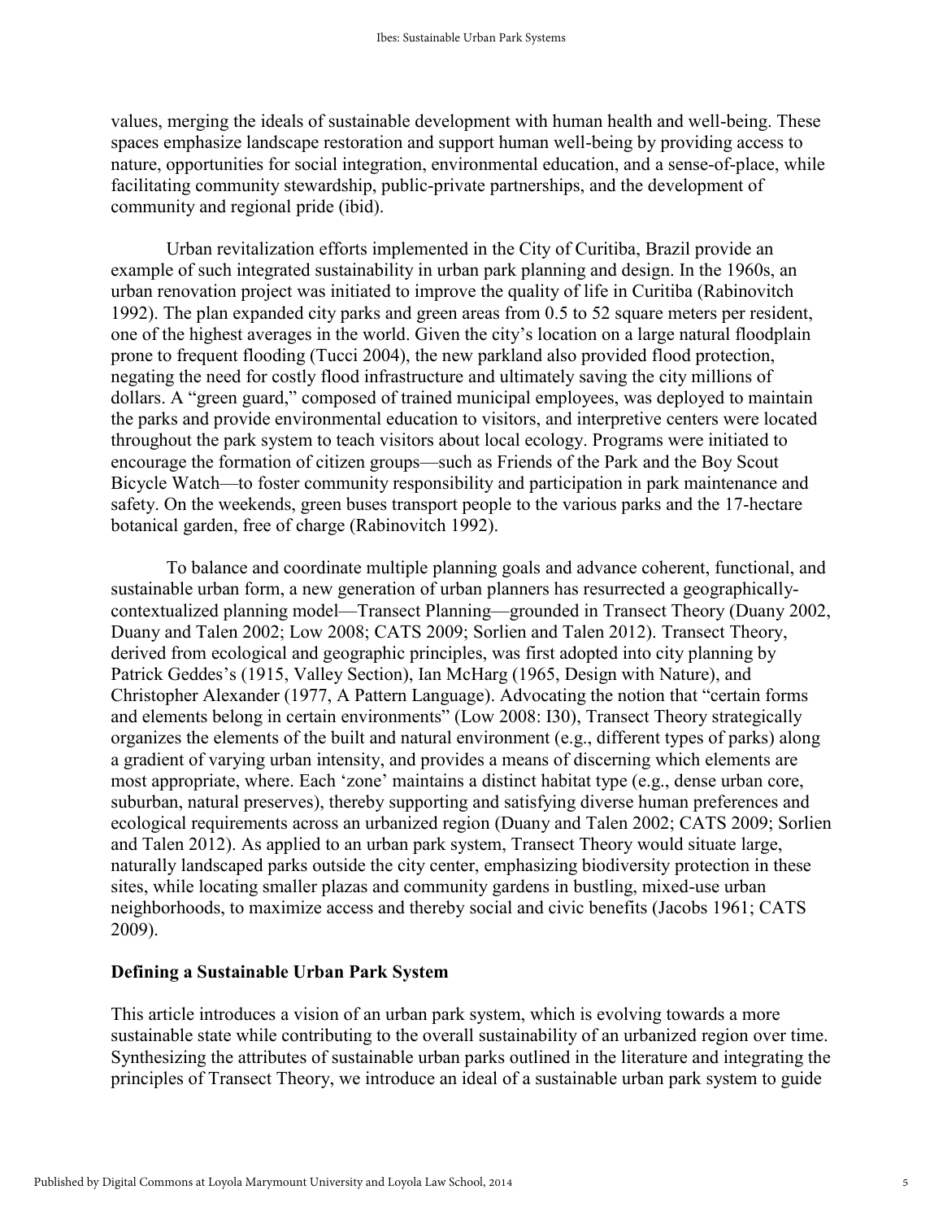values, merging the ideals of sustainable development with human health and well-being. These spaces emphasize landscape restoration and support human well-being by providing access to nature, opportunities for social integration, environmental education, and a sense-of-place, while facilitating community stewardship, public-private partnerships, and the development of community and regional pride (ibid).

Urban revitalization efforts implemented in the City of Curitiba, Brazil provide an example of such integrated sustainability in urban park planning and design. In the 1960s, an urban renovation project was initiated to improve the quality of life in Curitiba (Rabinovitch 1992). The plan expanded city parks and green areas from 0.5 to 52 square meters per resident, one of the highest averages in the world. Given the city's location on a large natural floodplain prone to frequent flooding (Tucci 2004), the new parkland also provided flood protection, negating the need for costly flood infrastructure and ultimately saving the city millions of dollars. A "green guard," composed of trained municipal employees, was deployed to maintain the parks and provide environmental education to visitors, and interpretive centers were located throughout the park system to teach visitors about local ecology. Programs were initiated to encourage the formation of citizen groups—such as Friends of the Park and the Boy Scout Bicycle Watch—to foster community responsibility and participation in park maintenance and safety. On the weekends, green buses transport people to the various parks and the 17-hectare botanical garden, free of charge (Rabinovitch 1992).

To balance and coordinate multiple planning goals and advance coherent, functional, and sustainable urban form, a new generation of urban planners has resurrected a geographically-contextualized planning model—Transect Planning—grounded in Transect Theory (Duany 2002, Duany and Talen 2002; Low 2008; CATS 2009; Sorlien and Talen 2012). Transect Theory, derived from ecological and geographic principles, was first adopted into city planning by Patrick Geddes's (1915, Valley Section), Ian McHarg (1965, Design with Nature), and Christopher Alexander (1977, A Pattern Language). Advocating the notion that "certain forms and elements belong in certain environments" (Low 2008: I30), Transect Theory strategically organizes the elements of the built and natural environment (e.g., different types of parks) along a gradient of varying urban intensity, and provides a means of discerning which elements are most appropriate, where. Each 'zone' maintains a distinct habitat type (e.g., dense urban core, suburban, natural preserves), thereby supporting and satisfying diverse human preferences and ecological requirements across an urbanized region (Duany and Talen 2002; CATS 2009; Sorlien and Talen 2012). As applied to an urban park system, Transect Theory would situate large, naturally landscaped parks outside the city center, emphasizing biodiversity protection in these sites, while locating smaller plazas and community gardens in bustling, mixed-use urban neighborhoods, to maximize access and thereby social and civic benefits (Jacobs 1961; CATS 2009).

## Defining a Sustainable Urban Park System

This article introduces a vision of an urban park system, which is evolving towards a more sustainable state while contributing to the overall sustainability of an urbanized region over time. Synthesizing the attributes of sustainable urban parks outlined in the literature and integrating the principles of Transect Theory, we introduce an ideal of a sustainable urban park system to guide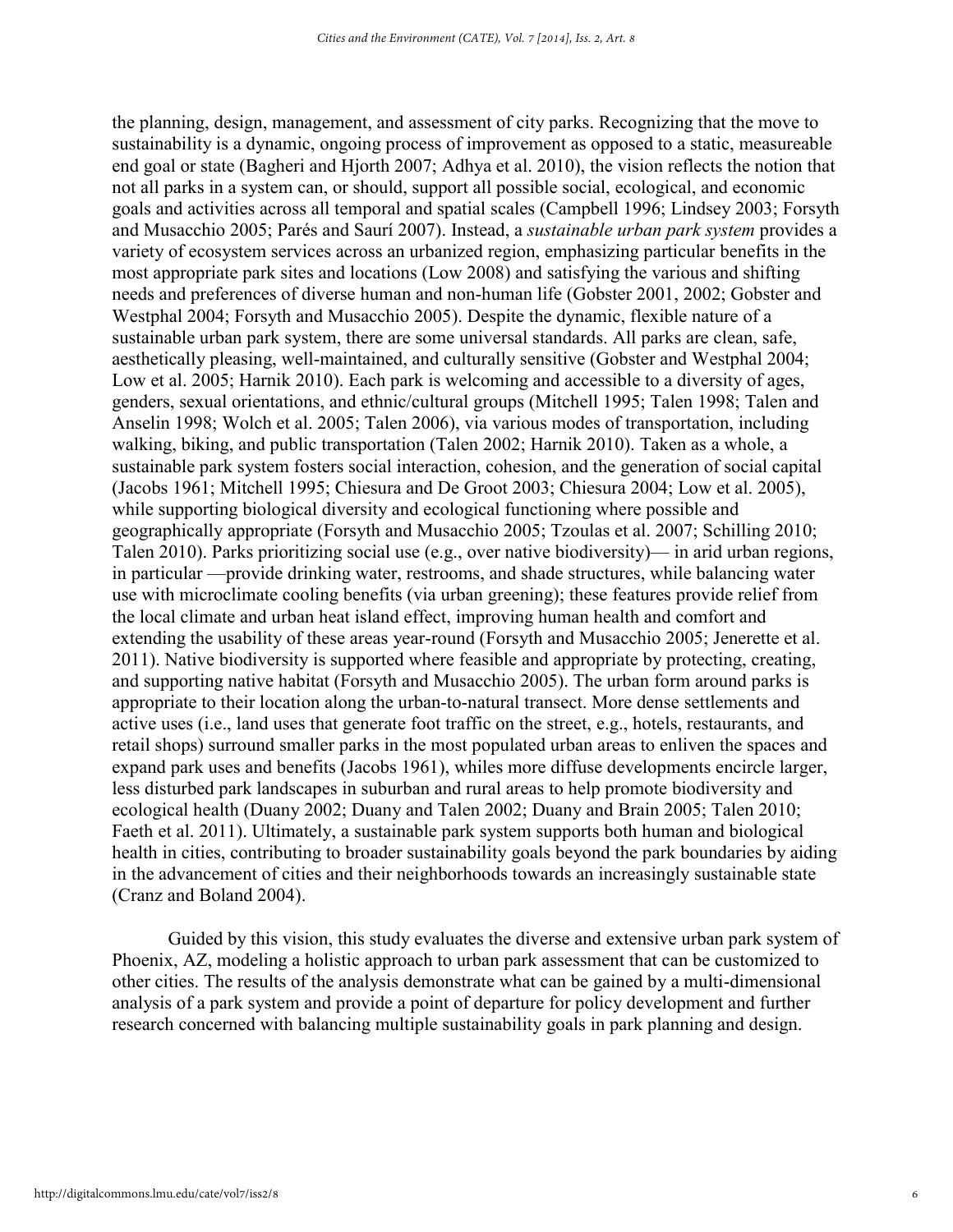the planning, design, management, and assessment of city parks. Recognizing that the move to sustainability is a dynamic, ongoing process of improvement as opposed to a static, measureable end goal or state (Bagheri and Hjorth 2007; Adhya et al. 2010), the vision reflects the notion that not all parks in a system can, or should, support all possible social, ecological, and economic goals and activities across all temporal and spatial scales (Campbell 1996; Lindsey 2003; Forsyth and Musacchio 2005; Parés and Saurí 2007). Instead, a *sustainable urban park system* provides a variety of ecosystem services across an urbanized region, emphasizing particular benefits in the most appropriate park sites and locations (Low 2008) and satisfying the various and shifting needs and preferences of diverse human and non-human life (Gobster 2001, 2002; Gobster and Westphal 2004; Forsyth and Musacchio 2005). Despite the dynamic, flexible nature of a sustainable urban park system, there are some universal standards. All parks are clean, safe, aesthetically pleasing, well-maintained, and culturally sensitive (Gobster and Westphal 2004; Low et al. 2005; Harnik 2010). Each park is welcoming and accessible to a diversity of ages, genders, sexual orientations, and ethnic/cultural groups (Mitchell 1995; Talen 1998; Talen and Anselin 1998; Wolch et al. 2005; Talen 2006), via various modes of transportation, including walking, biking, and public transportation (Talen 2002; Harnik 2010). Taken as a whole, a sustainable park system fosters social interaction, cohesion, and the generation of social capital (Jacobs 1961; Mitchell 1995; Chiesura and De Groot 2003; Chiesura 2004; Low et al. 2005), while supporting biological diversity and ecological functioning where possible and geographically appropriate (Forsyth and Musacchio 2005; Tzoulas et al. 2007; Schilling 2010; Talen 2010). Parks prioritizing social use (e.g., over native biodiversity)— in arid urban regions, in particular —provide drinking water, restrooms, and shade structures, while balancing water use with microclimate cooling benefits (via urban greening); these features provide relief from the local climate and urban heat island effect, improving human health and comfort and extending the usability of these areas year-round (Forsyth and Musacchio 2005; Jenerette et al. 2011). Native biodiversity is supported where feasible and appropriate by protecting, creating, and supporting native habitat (Forsyth and Musacchio 2005). The urban form around parks is appropriate to their location along the urban-to-natural transect. More dense settlements and active uses (i.e., land uses that generate foot traffic on the street, e.g., hotels, restaurants, and retail shops) surround smaller parks in the most populated urban areas to enliven the spaces and expand park uses and benefits (Jacobs 1961), whiles more diffuse developments encircle larger, less disturbed park landscapes in suburban and rural areas to help promote biodiversity and ecological health (Duany 2002; Duany and Talen 2002; Duany and Brain 2005; Talen 2010; Faeth et al. 2011). Ultimately, a sustainable park system supports both human and biological health in cities, contributing to broader sustainability goals beyond the park boundaries by aiding in the advancement of cities and their neighborhoods towards an increasingly sustainable state (Cranz and Boland 2004).

Guided by this vision, this study evaluates the diverse and extensive urban park system of Phoenix, AZ, modeling a holistic approach to urban park assessment that can be customized to other cities. The results of the analysis demonstrate what can be gained by a multi-dimensional analysis of a park system and provide a point of departure for policy development and further research concerned with balancing multiple sustainability goals in park planning and design.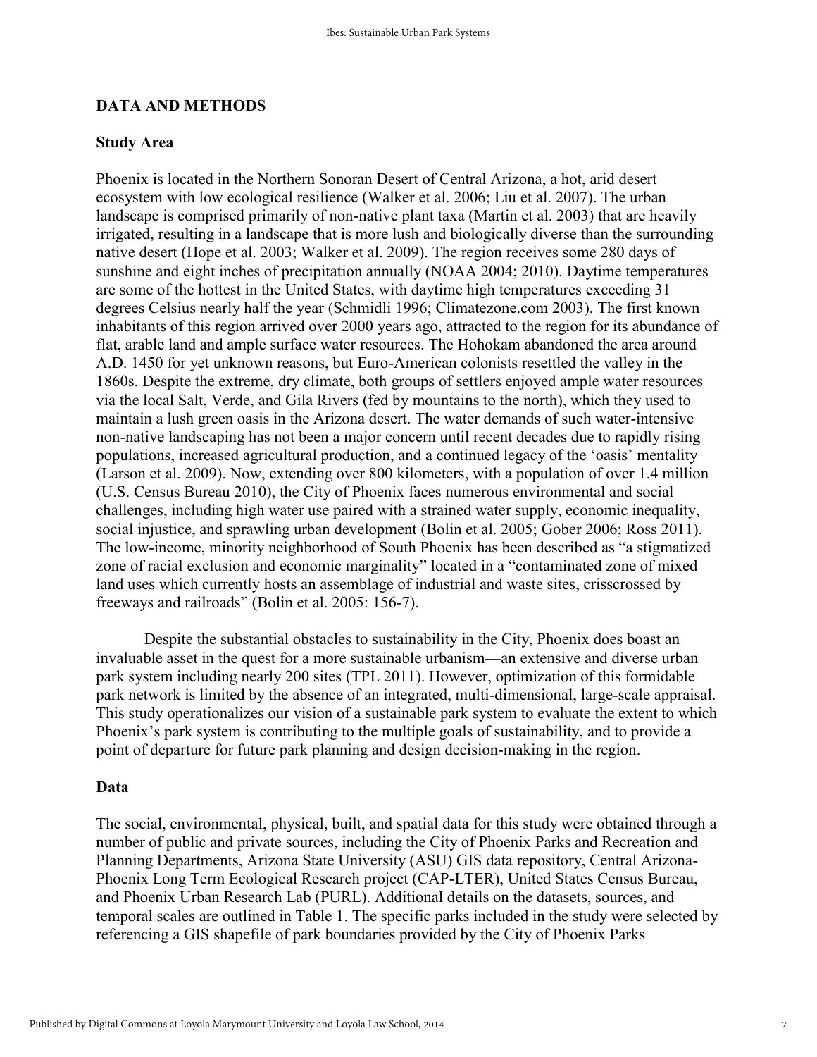## DATA AND METHODS

### Study Area

Phoenix is located in the Northern Sonoran Desert of Central Arizona, a hot, arid desert ecosystem with low ecological resilience (Walker et al. 2006; Liu et al. 2007). The urban landscape is comprised primarily of non-native plant taxa (Martin et al. 2003) that are heavily irrigated, resulting in a landscape that is more lush and biologically diverse than the surrounding native desert (Hope et al. 2003; Walker et al. 2009). The region receives some 280 days of sunshine and eight inches of precipitation annually (NOAA 2004; 2010). Daytime temperatures are some of the hottest in the United States, with daytime high temperatures exceeding 31 degrees Celsius nearly half the year (Schmidli 1996; Climatezone.com 2003). The first known inhabitants of this region arrived over 2000 years ago, attracted to the region for its abundance of flat, arable land and ample surface water resources. The Hohokam abandoned the area around A.D. 1450 for yet unknown reasons, but Euro-American colonists resettled the valley in the 1860s. Despite the extreme, dry climate, both groups of settlers enjoyed ample water resources via the local Salt, Verde, and Gila Rivers (fed by mountains to the north), which they used to maintain a lush green oasis in the Arizona desert. The water demands of such water-intensive non-native landscaping has not been a major concern until recent decades due to rapidly rising populations, increased agricultural production, and a continued legacy of the 'oasis' mentality (Larson et al. 2009). Now, extending over 800 kilometers, with a population of over 1.4 million (U.S. Census Bureau 2010), the City of Phoenix faces numerous environmental and social challenges, including high water use paired with a strained water supply, economic inequality, social injustice, and sprawling urban development (Bolin et al. 2005; Gober 2006; Ross 2011). The low-income, minority neighborhood of South Phoenix has been described as "a stigmatized zone of racial exclusion and economic marginality" located in a "contaminated zone of mixed land uses which currently hosts an assemblage of industrial and waste sites, crisscrossed by freeways and railroads" (Bolin et al. 2005: 156-7).

Despite the substantial obstacles to sustainability in the City, Phoenix does boast an invaluable asset in the quest for a more sustainable urbanism—an extensive and diverse urban park system including nearly 200 sites (TPL 2011). However, optimization of this formidable park network is limited by the absence of an integrated, multi-dimensional, large-scale appraisal. This study operationalizes our vision of a sustainable park system to evaluate the extent to which Phoenix's park system is contributing to the multiple goals of sustainability, and to provide a point of departure for future park planning and design decision-making in the region.

### Data

The social, environmental, physical, built, and spatial data for this study were obtained through a number of public and private sources, including the City of Phoenix Parks and Recreation and Planning Departments, Arizona State University (ASU) GIS data repository, Central Arizona-Phoenix Long Term Ecological Research project (CAP-LTER), United States Census Bureau, and Phoenix Urban Research Lab (PURL). Additional details on the datasets, sources, and temporal scales are outlined in Table 1. The specific parks included in the study were selected by referencing a GIS shapefile of park boundaries provided by the City of Phoenix Parks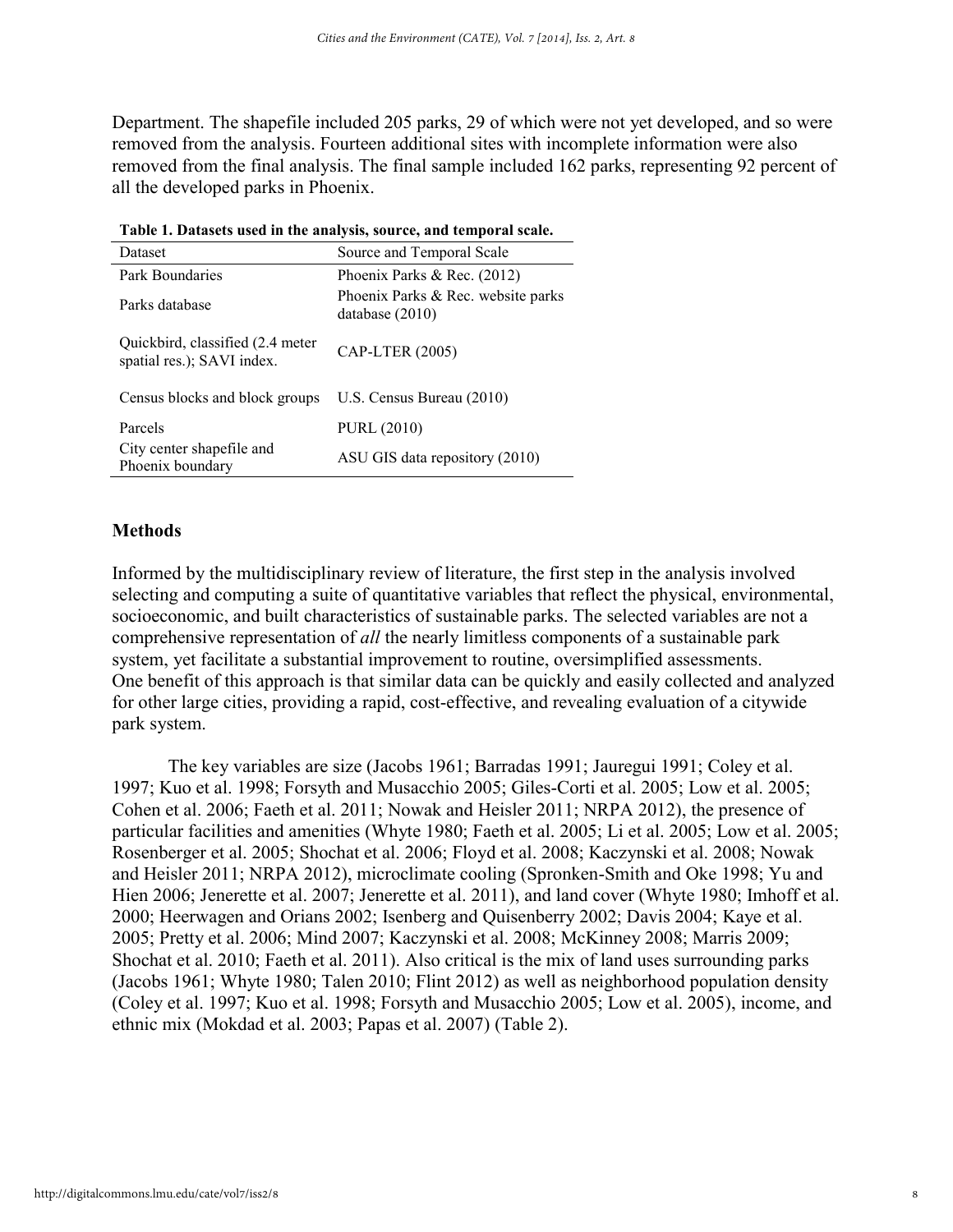Department. The shapefile included 205 parks, 29 of which were not yet developed, and so were removed from the analysis. Fourteen additional sites with incomplete information were also removed from the final analysis. The final sample included 162 parks, representing 92 percent of all the developed parks in Phoenix.

**Table 1. Datasets used in the analysis, source, and temporal scale.**

| Dataset | Source and Temporal Scale |
|---|---|
| Park Boundaries | Phoenix Parks & Rec. (2012) |
| Parks database | Phoenix Parks & Rec. website parks database (2010) |
| Quickbird, classified (2.4 meter spatial res.); SAVI index. | CAP-LTER (2005) |
| Census blocks and block groups | U.S. Census Bureau (2010) |
| Parcels | PURL (2010) |
| City center shapefile and Phoenix boundary | ASU GIS data repository (2010) |

## Methods

Informed by the multidisciplinary review of literature, the first step in the analysis involved selecting and computing a suite of quantitative variables that reflect the physical, environmental, socioeconomic, and built characteristics of sustainable parks. The selected variables are not a comprehensive representation of *all* the nearly limitless components of a sustainable park system, yet facilitate a substantial improvement to routine, oversimplified assessments. One benefit of this approach is that similar data can be quickly and easily collected and analyzed for other large cities, providing a rapid, cost-effective, and revealing evaluation of a citywide park system.

The key variables are size (Jacobs 1961; Barradas 1991; Jauregui 1991; Coley et al. 1997; Kuo et al. 1998; Forsyth and Musacchio 2005; Giles-Corti et al. 2005; Low et al. 2005; Cohen et al. 2006; Faeth et al. 2011; Nowak and Heisler 2011; NRPA 2012), the presence of particular facilities and amenities (Whyte 1980; Faeth et al. 2005; Li et al. 2005; Low et al. 2005; Rosenberger et al. 2005; Shochat et al. 2006; Floyd et al. 2008; Kaczynski et al. 2008; Nowak and Heisler 2011; NRPA 2012), microclimate cooling (Spronken-Smith and Oke 1998; Yu and Hien 2006; Jenerette et al. 2007; Jenerette et al. 2011), and land cover (Whyte 1980; Imhoff et al. 2000; Heerwagen and Orians 2002; Isenberg and Quisenberry 2002; Davis 2004; Kaye et al. 2005; Pretty et al. 2006; Mind 2007; Kaczynski et al. 2008; McKinney 2008; Marris 2009; Shochat et al. 2010; Faeth et al. 2011). Also critical is the mix of land uses surrounding parks (Jacobs 1961; Whyte 1980; Talen 2010; Flint 2012) as well as neighborhood population density (Coley et al. 1997; Kuo et al. 1998; Forsyth and Musacchio 2005; Low et al. 2005), income, and ethnic mix (Mokdad et al. 2003; Papas et al. 2007) (Table 2).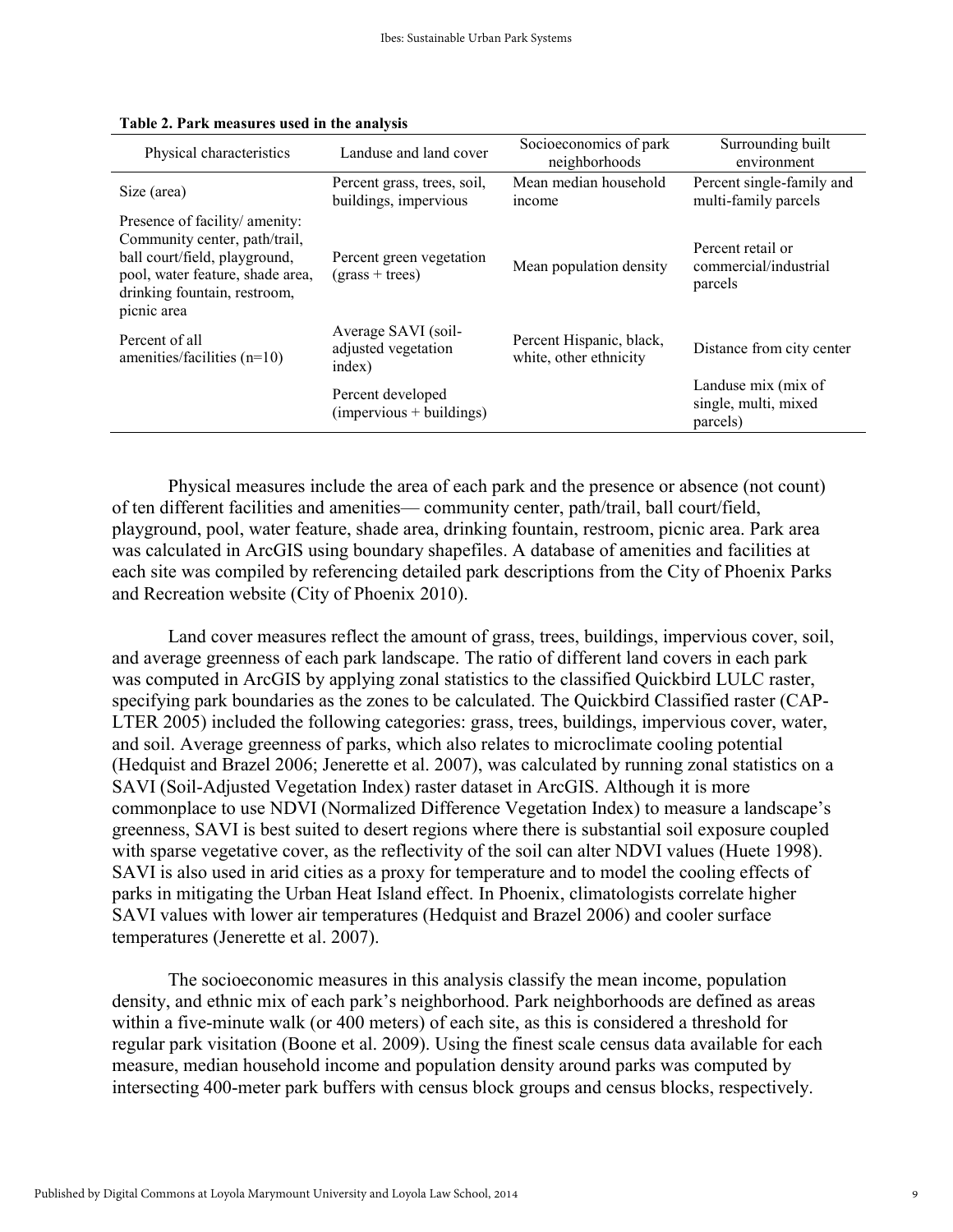**Table 2. Park measures used in the analysis**

| Physical characteristics | Landuse and land cover | Socioeconomics of park neighborhoods | Surrounding built environment |
|---|---|---|---|
| Size (area) | Percent grass, trees, soil, buildings, impervious | Mean median household income | Percent single-family and multi-family parcels |
| Presence of facility/ amenity: Community center, path/trail, ball court/field, playground, pool, water feature, shade area, drinking fountain, restroom, picnic area | Percent green vegetation (grass + trees) | Mean population density | Percent retail or commercial/industrial parcels |
| Percent of all amenities/facilities (n=10) | Average SAVI (soil-adjusted vegetation index) | Percent Hispanic, black, white, other ethnicity | Distance from city center |
| | Percent developed (impervious + buildings) | | Landuse mix (mix of single, multi, mixed parcels) |

Physical measures include the area of each park and the presence or absence (not count) of ten different facilities and amenities— community center, path/trail, ball court/field, playground, pool, water feature, shade area, drinking fountain, restroom, picnic area. Park area was calculated in ArcGIS using boundary shapefiles. A database of amenities and facilities at each site was compiled by referencing detailed park descriptions from the City of Phoenix Parks and Recreation website (City of Phoenix 2010).

Land cover measures reflect the amount of grass, trees, buildings, impervious cover, soil, and average greenness of each park landscape. The ratio of different land covers in each park was computed in ArcGIS by applying zonal statistics to the classified Quickbird LULC raster, specifying park boundaries as the zones to be calculated. The Quickbird Classified raster (CAP-LTER 2005) included the following categories: grass, trees, buildings, impervious cover, water, and soil. Average greenness of parks, which also relates to microclimate cooling potential (Hedquist and Brazel 2006; Jenerette et al. 2007), was calculated by running zonal statistics on a SAVI (Soil-Adjusted Vegetation Index) raster dataset in ArcGIS. Although it is more commonplace to use NDVI (Normalized Difference Vegetation Index) to measure a landscape's greenness, SAVI is best suited to desert regions where there is substantial soil exposure coupled with sparse vegetative cover, as the reflectivity of the soil can alter NDVI values (Huete 1998). SAVI is also used in arid cities as a proxy for temperature and to model the cooling effects of parks in mitigating the Urban Heat Island effect. In Phoenix, climatologists correlate higher SAVI values with lower air temperatures (Hedquist and Brazel 2006) and cooler surface temperatures (Jenerette et al. 2007).

The socioeconomic measures in this analysis classify the mean income, population density, and ethnic mix of each park's neighborhood. Park neighborhoods are defined as areas within a five-minute walk (or 400 meters) of each site, as this is considered a threshold for regular park visitation (Boone et al. 2009). Using the finest scale census data available for each measure, median household income and population density around parks was computed by intersecting 400-meter park buffers with census block groups and census blocks, respectively.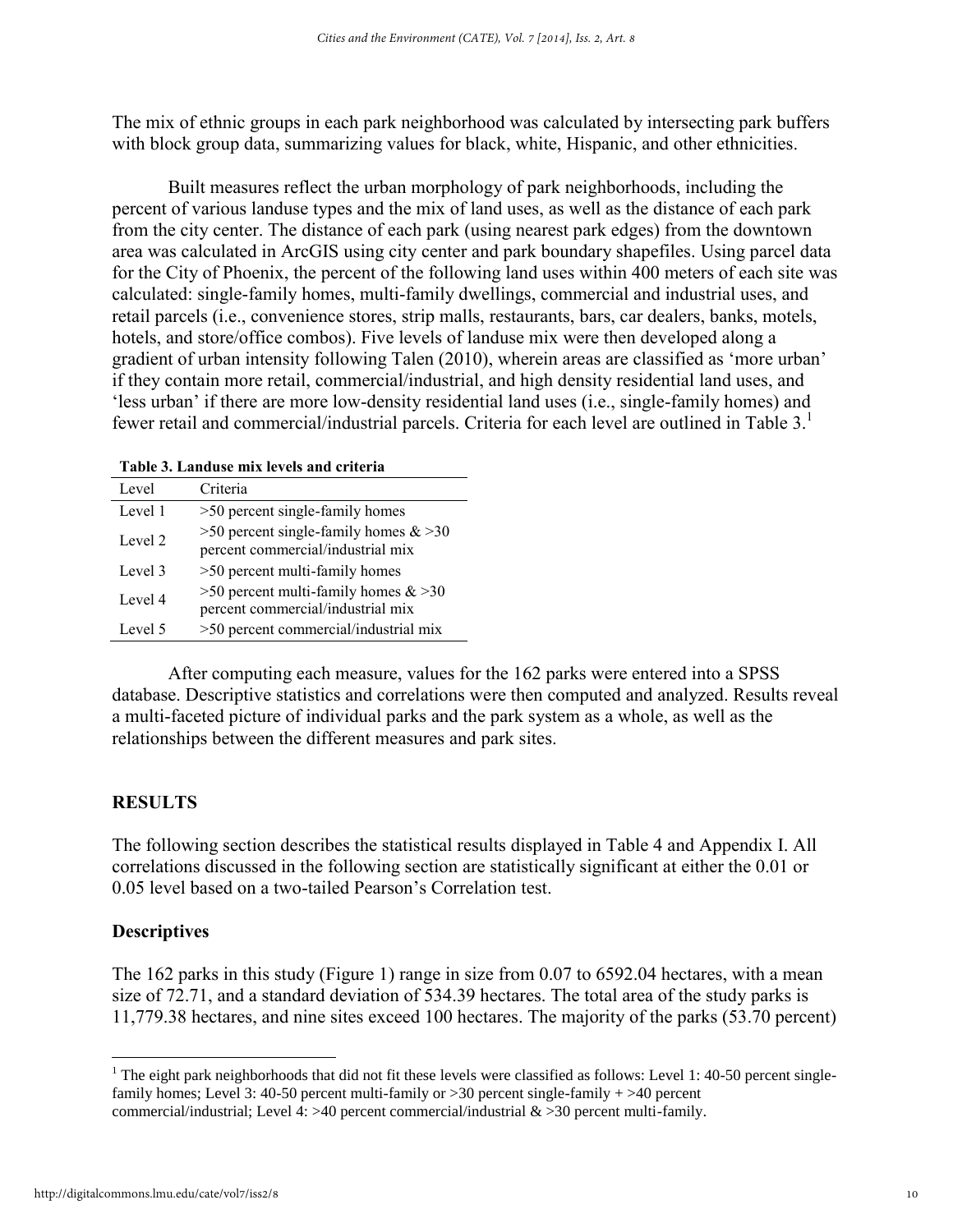The mix of ethnic groups in each park neighborhood was calculated by intersecting park buffers with block group data, summarizing values for black, white, Hispanic, and other ethnicities.

Built measures reflect the urban morphology of park neighborhoods, including the percent of various landuse types and the mix of land uses, as well as the distance of each park from the city center. The distance of each park (using nearest park edges) from the downtown area was calculated in ArcGIS using city center and park boundary shapefiles. Using parcel data for the City of Phoenix, the percent of the following land uses within 400 meters of each site was calculated: single-family homes, multi-family dwellings, commercial and industrial uses, and retail parcels (i.e., convenience stores, strip malls, restaurants, bars, car dealers, banks, motels, hotels, and store/office combos). Five levels of landuse mix were then developed along a gradient of urban intensity following Talen (2010), wherein areas are classified as 'more urban' if they contain more retail, commercial/industrial, and high density residential land uses, and 'less urban' if there are more low-density residential land uses (i.e., single-family homes) and fewer retail and commercial/industrial parcels. Criteria for each level are outlined in Table 3.[1]

**Table 3. Landuse mix levels and criteria**

| Level | Criteria |
|---|---|
| Level 1 | >50 percent single-family homes |
| Level 2 | >50 percent single-family homes & >30 percent commercial/industrial mix |
| Level 3 | >50 percent multi-family homes |
| Level 4 | >50 percent multi-family homes & >30 percent commercial/industrial mix |
| Level 5 | >50 percent commercial/industrial mix |

After computing each measure, values for the 162 parks were entered into a SPSS database. Descriptive statistics and correlations were then computed and analyzed. Results reveal a multi-faceted picture of individual parks and the park system as a whole, as well as the relationships between the different measures and park sites.

## RESULTS

The following section describes the statistical results displayed in Table 4 and Appendix I. All correlations discussed in the following section are statistically significant at either the 0.01 or 0.05 level based on a two-tailed Pearson's Correlation test.

### Descriptives

The 162 parks in this study (Figure 1) range in size from 0.07 to 6592.04 hectares, with a mean size of 72.71, and a standard deviation of 534.39 hectares. The total area of the study parks is 11,779.38 hectares, and nine sites exceed 100 hectares. The majority of the parks (53.70 percent)

---

[1] The eight park neighborhoods that did not fit these levels were classified as follows: Level 1: 40-50 percent single-family homes; Level 3: 40-50 percent multi-family or >30 percent single-family + >40 percent commercial/industrial; Level 4: >40 percent commercial/industrial & >30 percent multi-family.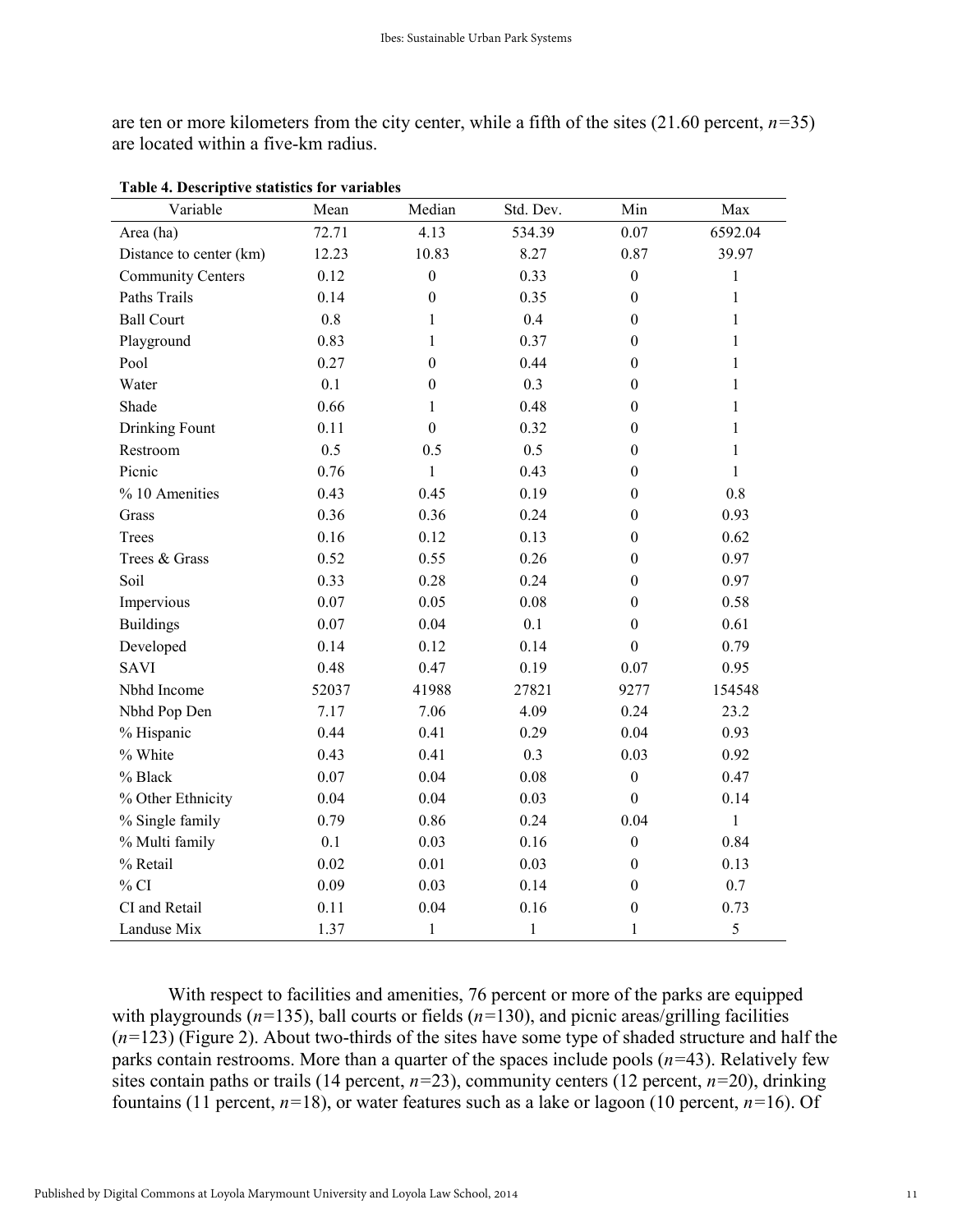are ten or more kilometers from the city center, while a fifth of the sites (21.60 percent, *n*=35) are located within a five-km radius.

**Table 4. Descriptive statistics for variables**

| Variable | Mean | Median | Std. Dev. | Min | Max |
|---|---|---|---|---|---|
| Area (ha) | 72.71 | 4.13 | 534.39 | 0.07 | 6592.04 |
| Distance to center (km) | 12.23 | 10.83 | 8.27 | 0.87 | 39.97 |
| Community Centers | 0.12 | 0 | 0.33 | 0 | 1 |
| Paths Trails | 0.14 | 0 | 0.35 | 0 | 1 |
| Ball Court | 0.8 | 1 | 0.4 | 0 | 1 |
| Playground | 0.83 | 1 | 0.37 | 0 | 1 |
| Pool | 0.27 | 0 | 0.44 | 0 | 1 |
| Water | 0.1 | 0 | 0.3 | 0 | 1 |
| Shade | 0.66 | 1 | 0.48 | 0 | 1 |
| Drinking Fount | 0.11 | 0 | 0.32 | 0 | 1 |
| Restroom | 0.5 | 0.5 | 0.5 | 0 | 1 |
| Picnic | 0.76 | 1 | 0.43 | 0 | 1 |
| % 10 Amenities | 0.43 | 0.45 | 0.19 | 0 | 0.8 |
| Grass | 0.36 | 0.36 | 0.24 | 0 | 0.93 |
| Trees | 0.16 | 0.12 | 0.13 | 0 | 0.62 |
| Trees & Grass | 0.52 | 0.55 | 0.26 | 0 | 0.97 |
| Soil | 0.33 | 0.28 | 0.24 | 0 | 0.97 |
| Impervious | 0.07 | 0.05 | 0.08 | 0 | 0.58 |
| Buildings | 0.07 | 0.04 | 0.1 | 0 | 0.61 |
| Developed | 0.14 | 0.12 | 0.14 | 0 | 0.79 |
| SAVI | 0.48 | 0.47 | 0.19 | 0.07 | 0.95 |
| Nbhd Income | 52037 | 41988 | 27821 | 9277 | 154548 |
| Nbhd Pop Den | 7.17 | 7.06 | 4.09 | 0.24 | 23.2 |
| % Hispanic | 0.44 | 0.41 | 0.29 | 0.04 | 0.93 |
| % White | 0.43 | 0.41 | 0.3 | 0.03 | 0.92 |
| % Black | 0.07 | 0.04 | 0.08 | 0 | 0.47 |
| % Other Ethnicity | 0.04 | 0.04 | 0.03 | 0 | 0.14 |
| % Single family | 0.79 | 0.86 | 0.24 | 0.04 | 1 |
| % Multi family | 0.1 | 0.03 | 0.16 | 0 | 0.84 |
| % Retail | 0.02 | 0.01 | 0.03 | 0 | 0.13 |
| % CI | 0.09 | 0.03 | 0.14 | 0 | 0.7 |
| CI and Retail | 0.11 | 0.04 | 0.16 | 0 | 0.73 |
| Landuse Mix | 1.37 | 1 | 1 | 1 | 5 |

With respect to facilities and amenities, 76 percent or more of the parks are equipped with playgrounds (*n*=135), ball courts or fields (*n*=130), and picnic areas/grilling facilities (*n*=123) (Figure 2). About two-thirds of the sites have some type of shaded structure and half the parks contain restrooms. More than a quarter of the spaces include pools (*n*=43). Relatively few sites contain paths or trails (14 percent, *n*=23), community centers (12 percent, *n*=20), drinking fountains (11 percent, *n*=18), or water features such as a lake or lagoon (10 percent, *n*=16). Of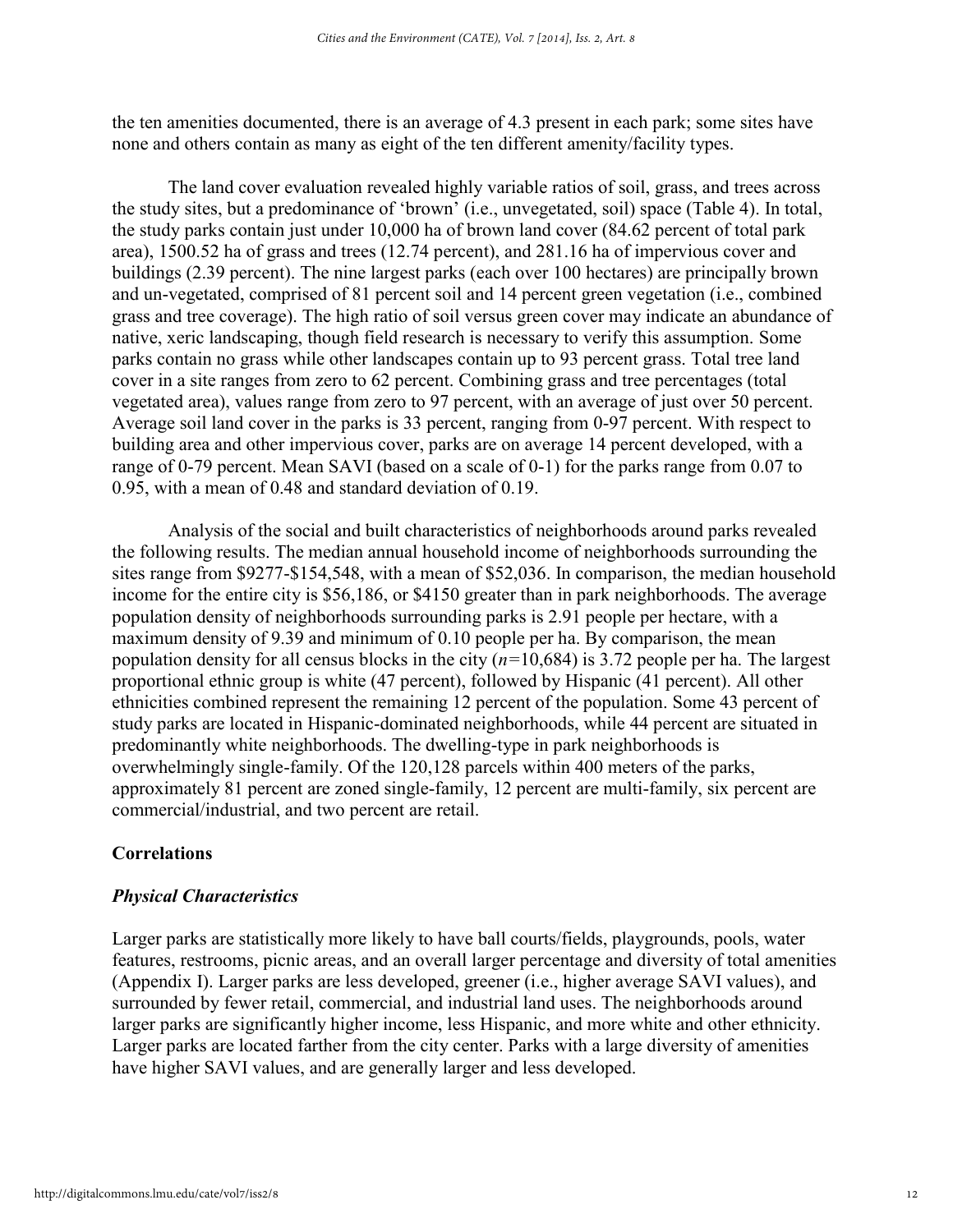the ten amenities documented, there is an average of 4.3 present in each park; some sites have none and others contain as many as eight of the ten different amenity/facility types.

The land cover evaluation revealed highly variable ratios of soil, grass, and trees across the study sites, but a predominance of 'brown' (i.e., unvegetated, soil) space (Table 4). In total, the study parks contain just under 10,000 ha of brown land cover (84.62 percent of total park area), 1500.52 ha of grass and trees (12.74 percent), and 281.16 ha of impervious cover and buildings (2.39 percent). The nine largest parks (each over 100 hectares) are principally brown and un-vegetated, comprised of 81 percent soil and 14 percent green vegetation (i.e., combined grass and tree coverage). The high ratio of soil versus green cover may indicate an abundance of native, xeric landscaping, though field research is necessary to verify this assumption. Some parks contain no grass while other landscapes contain up to 93 percent grass. Total tree land cover in a site ranges from zero to 62 percent. Combining grass and tree percentages (total vegetated area), values range from zero to 97 percent, with an average of just over 50 percent. Average soil land cover in the parks is 33 percent, ranging from 0-97 percent. With respect to building area and other impervious cover, parks are on average 14 percent developed, with a range of 0-79 percent. Mean SAVI (based on a scale of 0-1) for the parks range from 0.07 to 0.95, with a mean of 0.48 and standard deviation of 0.19.

Analysis of the social and built characteristics of neighborhoods around parks revealed the following results. The median annual household income of neighborhoods surrounding the sites range from \$9277-\$154,548, with a mean of \$52,036. In comparison, the median household income for the entire city is \$56,186, or \$4150 greater than in park neighborhoods. The average population density of neighborhoods surrounding parks is 2.91 people per hectare, with a maximum density of 9.39 and minimum of 0.10 people per ha. By comparison, the mean population density for all census blocks in the city ($n$=10,684) is 3.72 people per ha. The largest proportional ethnic group is white (47 percent), followed by Hispanic (41 percent). All other ethnicities combined represent the remaining 12 percent of the population. Some 43 percent of study parks are located in Hispanic-dominated neighborhoods, while 44 percent are situated in predominantly white neighborhoods. The dwelling-type in park neighborhoods is overwhelmingly single-family. Of the 120,128 parcels within 400 meters of the parks, approximately 81 percent are zoned single-family, 12 percent are multi-family, six percent are commercial/industrial, and two percent are retail.

## Correlations

### *Physical Characteristics*

Larger parks are statistically more likely to have ball courts/fields, playgrounds, pools, water features, restrooms, picnic areas, and an overall larger percentage and diversity of total amenities (Appendix I). Larger parks are less developed, greener (i.e., higher average SAVI values), and surrounded by fewer retail, commercial, and industrial land uses. The neighborhoods around larger parks are significantly higher income, less Hispanic, and more white and other ethnicity. Larger parks are located farther from the city center. Parks with a large diversity of amenities have higher SAVI values, and are generally larger and less developed.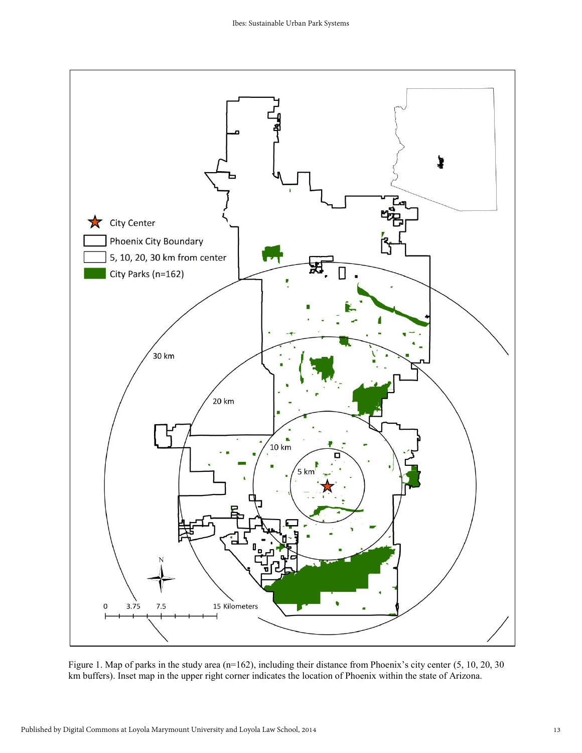Figure 1. Map of parks in the study area (n=162), including their distance from Phoenix's city center (5, 10, 20, 30 km buffers). Inset map in the upper right corner indicates the location of Phoenix within the state of Arizona.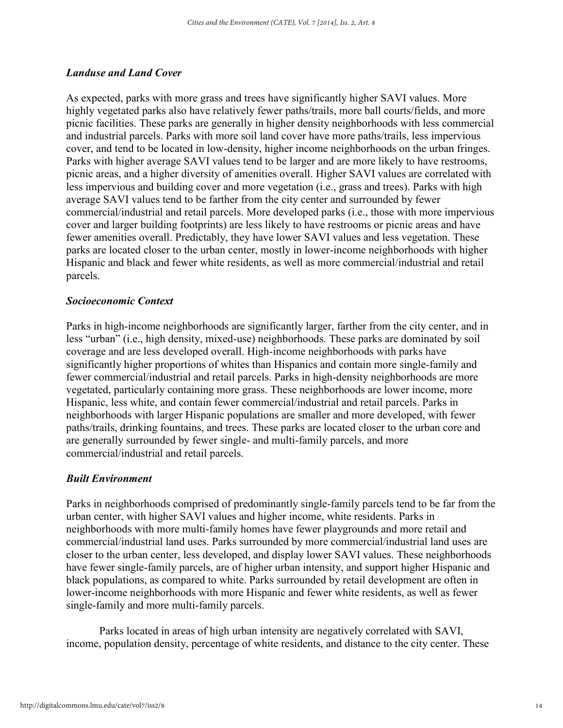### *Landuse and Land Cover*

As expected, parks with more grass and trees have significantly higher SAVI values. More highly vegetated parks also have relatively fewer paths/trails, more ball courts/fields, and more picnic facilities. These parks are generally in higher density neighborhoods with less commercial and industrial parcels. Parks with more soil land cover have more paths/trails, less impervious cover, and tend to be located in low-density, higher income neighborhoods on the urban fringes. Parks with higher average SAVI values tend to be larger and are more likely to have restrooms, picnic areas, and a higher diversity of amenities overall. Higher SAVI values are correlated with less impervious and building cover and more vegetation (i.e., grass and trees). Parks with high average SAVI values tend to be farther from the city center and surrounded by fewer commercial/industrial and retail parcels. More developed parks (i.e., those with more impervious cover and larger building footprints) are less likely to have restrooms or picnic areas and have fewer amenities overall. Predictably, they have lower SAVI values and less vegetation. These parks are located closer to the urban center, mostly in lower-income neighborhoods with higher Hispanic and black and fewer white residents, as well as more commercial/industrial and retail parcels.

### *Socioeconomic Context*

Parks in high-income neighborhoods are significantly larger, farther from the city center, and in less "urban" (i.e., high density, mixed-use) neighborhoods. These parks are dominated by soil coverage and are less developed overall. High-income neighborhoods with parks have significantly higher proportions of whites than Hispanics and contain more single-family and fewer commercial/industrial and retail parcels. Parks in high-density neighborhoods are more vegetated, particularly containing more grass. These neighborhoods are lower income, more Hispanic, less white, and contain fewer commercial/industrial and retail parcels. Parks in neighborhoods with larger Hispanic populations are smaller and more developed, with fewer paths/trails, drinking fountains, and trees. These parks are located closer to the urban core and are generally surrounded by fewer single- and multi-family parcels, and more commercial/industrial and retail parcels.

### *Built Environment*

Parks in neighborhoods comprised of predominantly single-family parcels tend to be far from the urban center, with higher SAVI values and higher income, white residents. Parks in neighborhoods with more multi-family homes have fewer playgrounds and more retail and commercial/industrial land uses. Parks surrounded by more commercial/industrial land uses are closer to the urban center, less developed, and display lower SAVI values. These neighborhoods have fewer single-family parcels, are of higher urban intensity, and support higher Hispanic and black populations, as compared to white. Parks surrounded by retail development are often in lower-income neighborhoods with more Hispanic and fewer white residents, as well as fewer single-family and more multi-family parcels.

Parks located in areas of high urban intensity are negatively correlated with SAVI, income, population density, percentage of white residents, and distance to the city center. These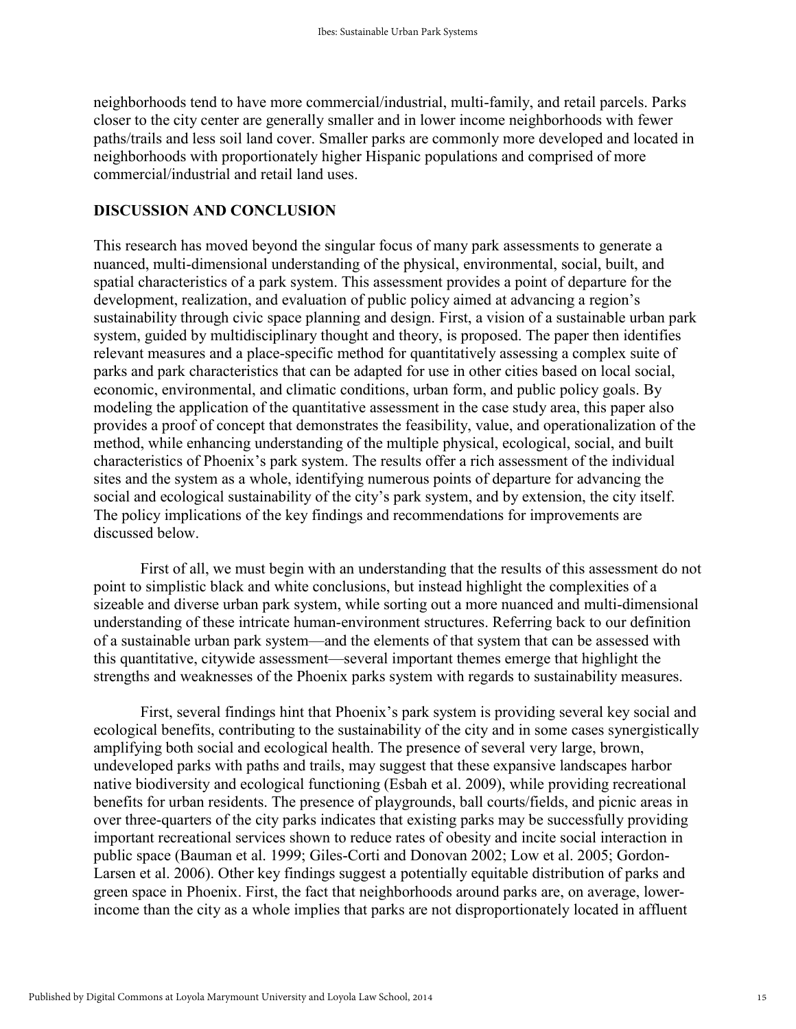neighborhoods tend to have more commercial/industrial, multi-family, and retail parcels. Parks closer to the city center are generally smaller and in lower income neighborhoods with fewer paths/trails and less soil land cover. Smaller parks are commonly more developed and located in neighborhoods with proportionately higher Hispanic populations and comprised of more commercial/industrial and retail land uses.

## DISCUSSION AND CONCLUSION

This research has moved beyond the singular focus of many park assessments to generate a nuanced, multi-dimensional understanding of the physical, environmental, social, built, and spatial characteristics of a park system. This assessment provides a point of departure for the development, realization, and evaluation of public policy aimed at advancing a region's sustainability through civic space planning and design. First, a vision of a sustainable urban park system, guided by multidisciplinary thought and theory, is proposed. The paper then identifies relevant measures and a place-specific method for quantitatively assessing a complex suite of parks and park characteristics that can be adapted for use in other cities based on local social, economic, environmental, and climatic conditions, urban form, and public policy goals. By modeling the application of the quantitative assessment in the case study area, this paper also provides a proof of concept that demonstrates the feasibility, value, and operationalization of the method, while enhancing understanding of the multiple physical, ecological, social, and built characteristics of Phoenix's park system. The results offer a rich assessment of the individual sites and the system as a whole, identifying numerous points of departure for advancing the social and ecological sustainability of the city's park system, and by extension, the city itself. The policy implications of the key findings and recommendations for improvements are discussed below.

First of all, we must begin with an understanding that the results of this assessment do not point to simplistic black and white conclusions, but instead highlight the complexities of a sizeable and diverse urban park system, while sorting out a more nuanced and multi-dimensional understanding of these intricate human-environment structures. Referring back to our definition of a sustainable urban park system—and the elements of that system that can be assessed with this quantitative, citywide assessment—several important themes emerge that highlight the strengths and weaknesses of the Phoenix parks system with regards to sustainability measures.

First, several findings hint that Phoenix's park system is providing several key social and ecological benefits, contributing to the sustainability of the city and in some cases synergistically amplifying both social and ecological health. The presence of several very large, brown, undeveloped parks with paths and trails, may suggest that these expansive landscapes harbor native biodiversity and ecological functioning (Esbah et al. 2009), while providing recreational benefits for urban residents. The presence of playgrounds, ball courts/fields, and picnic areas in over three-quarters of the city parks indicates that existing parks may be successfully providing important recreational services shown to reduce rates of obesity and incite social interaction in public space (Bauman et al. 1999; Giles-Corti and Donovan 2002; Low et al. 2005; Gordon-Larsen et al. 2006). Other key findings suggest a potentially equitable distribution of parks and green space in Phoenix. First, the fact that neighborhoods around parks are, on average, lower-income than the city as a whole implies that parks are not disproportionately located in affluent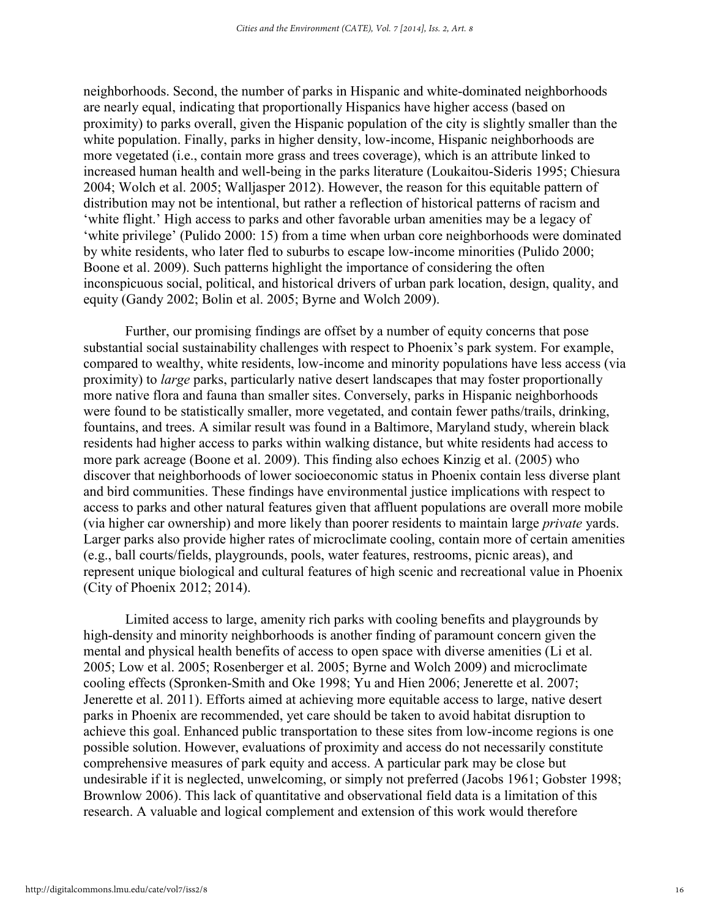neighborhoods. Second, the number of parks in Hispanic and white-dominated neighborhoods are nearly equal, indicating that proportionally Hispanics have higher access (based on proximity) to parks overall, given the Hispanic population of the city is slightly smaller than the white population. Finally, parks in higher density, low-income, Hispanic neighborhoods are more vegetated (i.e., contain more grass and trees coverage), which is an attribute linked to increased human health and well-being in the parks literature (Loukaitou-Sideris 1995; Chiesura 2004; Wolch et al. 2005; Walljasper 2012). However, the reason for this equitable pattern of distribution may not be intentional, but rather a reflection of historical patterns of racism and 'white flight.' High access to parks and other favorable urban amenities may be a legacy of 'white privilege' (Pulido 2000: 15) from a time when urban core neighborhoods were dominated by white residents, who later fled to suburbs to escape low-income minorities (Pulido 2000; Boone et al. 2009). Such patterns highlight the importance of considering the often inconspicuous social, political, and historical drivers of urban park location, design, quality, and equity (Gandy 2002; Bolin et al. 2005; Byrne and Wolch 2009).

Further, our promising findings are offset by a number of equity concerns that pose substantial social sustainability challenges with respect to Phoenix's park system. For example, compared to wealthy, white residents, low-income and minority populations have less access (via proximity) to *large* parks, particularly native desert landscapes that may foster proportionally more native flora and fauna than smaller sites. Conversely, parks in Hispanic neighborhoods were found to be statistically smaller, more vegetated, and contain fewer paths/trails, drinking, fountains, and trees. A similar result was found in a Baltimore, Maryland study, wherein black residents had higher access to parks within walking distance, but white residents had access to more park acreage (Boone et al. 2009). This finding also echoes Kinzig et al. (2005) who discover that neighborhoods of lower socioeconomic status in Phoenix contain less diverse plant and bird communities. These findings have environmental justice implications with respect to access to parks and other natural features given that affluent populations are overall more mobile (via higher car ownership) and more likely than poorer residents to maintain large *private* yards. Larger parks also provide higher rates of microclimate cooling, contain more of certain amenities (e.g., ball courts/fields, playgrounds, pools, water features, restrooms, picnic areas), and represent unique biological and cultural features of high scenic and recreational value in Phoenix (City of Phoenix 2012; 2014).

Limited access to large, amenity rich parks with cooling benefits and playgrounds by high-density and minority neighborhoods is another finding of paramount concern given the mental and physical health benefits of access to open space with diverse amenities (Li et al. 2005; Low et al. 2005; Rosenberger et al. 2005; Byrne and Wolch 2009) and microclimate cooling effects (Spronken-Smith and Oke 1998; Yu and Hien 2006; Jenerette et al. 2007; Jenerette et al. 2011). Efforts aimed at achieving more equitable access to large, native desert parks in Phoenix are recommended, yet care should be taken to avoid habitat disruption to achieve this goal. Enhanced public transportation to these sites from low-income regions is one possible solution. However, evaluations of proximity and access do not necessarily constitute comprehensive measures of park equity and access. A particular park may be close but undesirable if it is neglected, unwelcoming, or simply not preferred (Jacobs 1961; Gobster 1998; Brownlow 2006). This lack of quantitative and observational field data is a limitation of this research. A valuable and logical complement and extension of this work would therefore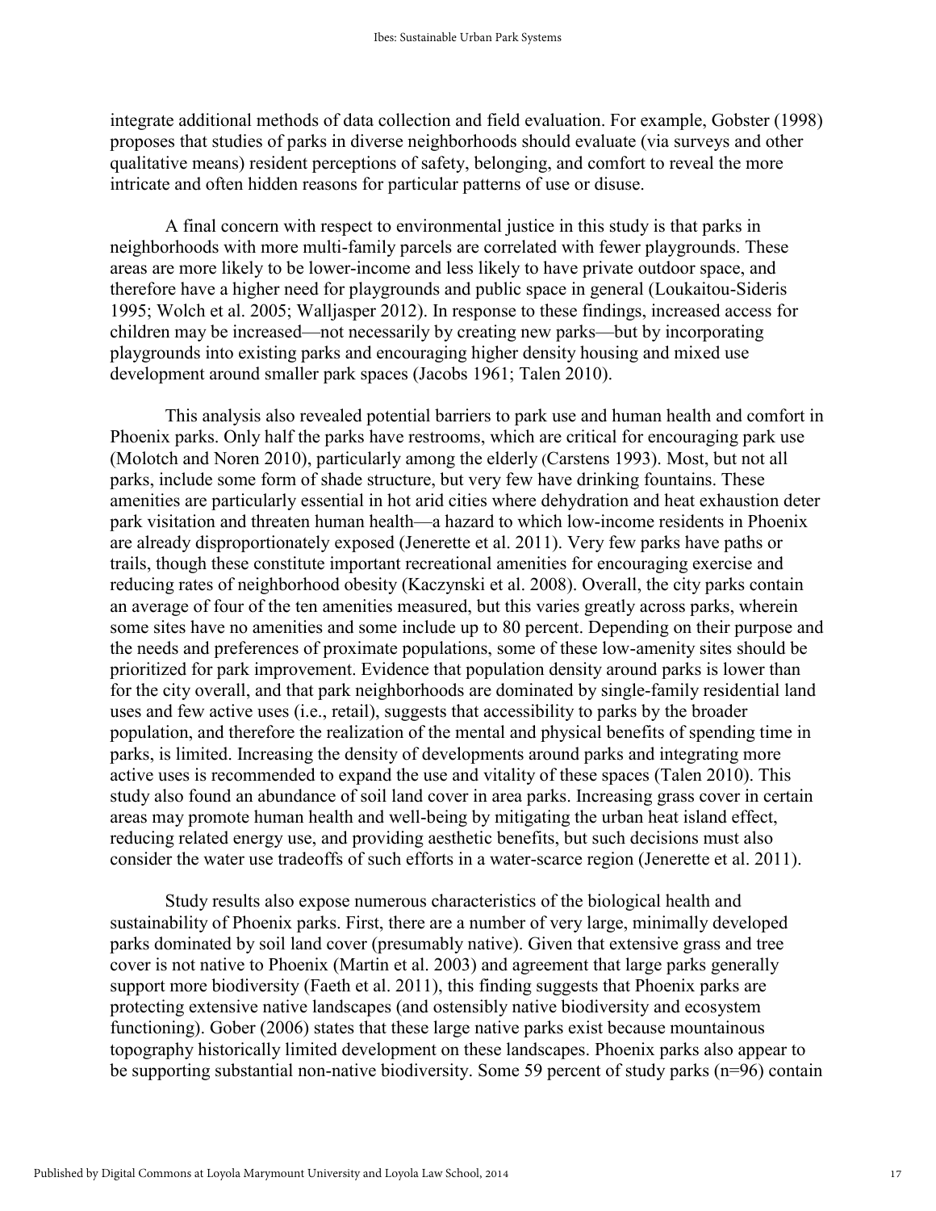integrate additional methods of data collection and field evaluation. For example, Gobster (1998) proposes that studies of parks in diverse neighborhoods should evaluate (via surveys and other qualitative means) resident perceptions of safety, belonging, and comfort to reveal the more intricate and often hidden reasons for particular patterns of use or disuse.

A final concern with respect to environmental justice in this study is that parks in neighborhoods with more multi-family parcels are correlated with fewer playgrounds. These areas are more likely to be lower-income and less likely to have private outdoor space, and therefore have a higher need for playgrounds and public space in general (Loukaitou-Sideris 1995; Wolch et al. 2005; Walljasper 2012). In response to these findings, increased access for children may be increased—not necessarily by creating new parks—but by incorporating playgrounds into existing parks and encouraging higher density housing and mixed use development around smaller park spaces (Jacobs 1961; Talen 2010).

This analysis also revealed potential barriers to park use and human health and comfort in Phoenix parks. Only half the parks have restrooms, which are critical for encouraging park use (Molotch and Noren 2010), particularly among the elderly (Carstens 1993). Most, but not all parks, include some form of shade structure, but very few have drinking fountains. These amenities are particularly essential in hot arid cities where dehydration and heat exhaustion deter park visitation and threaten human health—a hazard to which low-income residents in Phoenix are already disproportionately exposed (Jenerette et al. 2011). Very few parks have paths or trails, though these constitute important recreational amenities for encouraging exercise and reducing rates of neighborhood obesity (Kaczynski et al. 2008). Overall, the city parks contain an average of four of the ten amenities measured, but this varies greatly across parks, wherein some sites have no amenities and some include up to 80 percent. Depending on their purpose and the needs and preferences of proximate populations, some of these low-amenity sites should be prioritized for park improvement. Evidence that population density around parks is lower than for the city overall, and that park neighborhoods are dominated by single-family residential land uses and few active uses (i.e., retail), suggests that accessibility to parks by the broader population, and therefore the realization of the mental and physical benefits of spending time in parks, is limited. Increasing the density of developments around parks and integrating more active uses is recommended to expand the use and vitality of these spaces (Talen 2010). This study also found an abundance of soil land cover in area parks. Increasing grass cover in certain areas may promote human health and well-being by mitigating the urban heat island effect, reducing related energy use, and providing aesthetic benefits, but such decisions must also consider the water use tradeoffs of such efforts in a water-scarce region (Jenerette et al. 2011).

Study results also expose numerous characteristics of the biological health and sustainability of Phoenix parks. First, there are a number of very large, minimally developed parks dominated by soil land cover (presumably native). Given that extensive grass and tree cover is not native to Phoenix (Martin et al. 2003) and agreement that large parks generally support more biodiversity (Faeth et al. 2011), this finding suggests that Phoenix parks are protecting extensive native landscapes (and ostensibly native biodiversity and ecosystem functioning). Gober (2006) states that these large native parks exist because mountainous topography historically limited development on these landscapes. Phoenix parks also appear to be supporting substantial non-native biodiversity. Some 59 percent of study parks (n=96) contain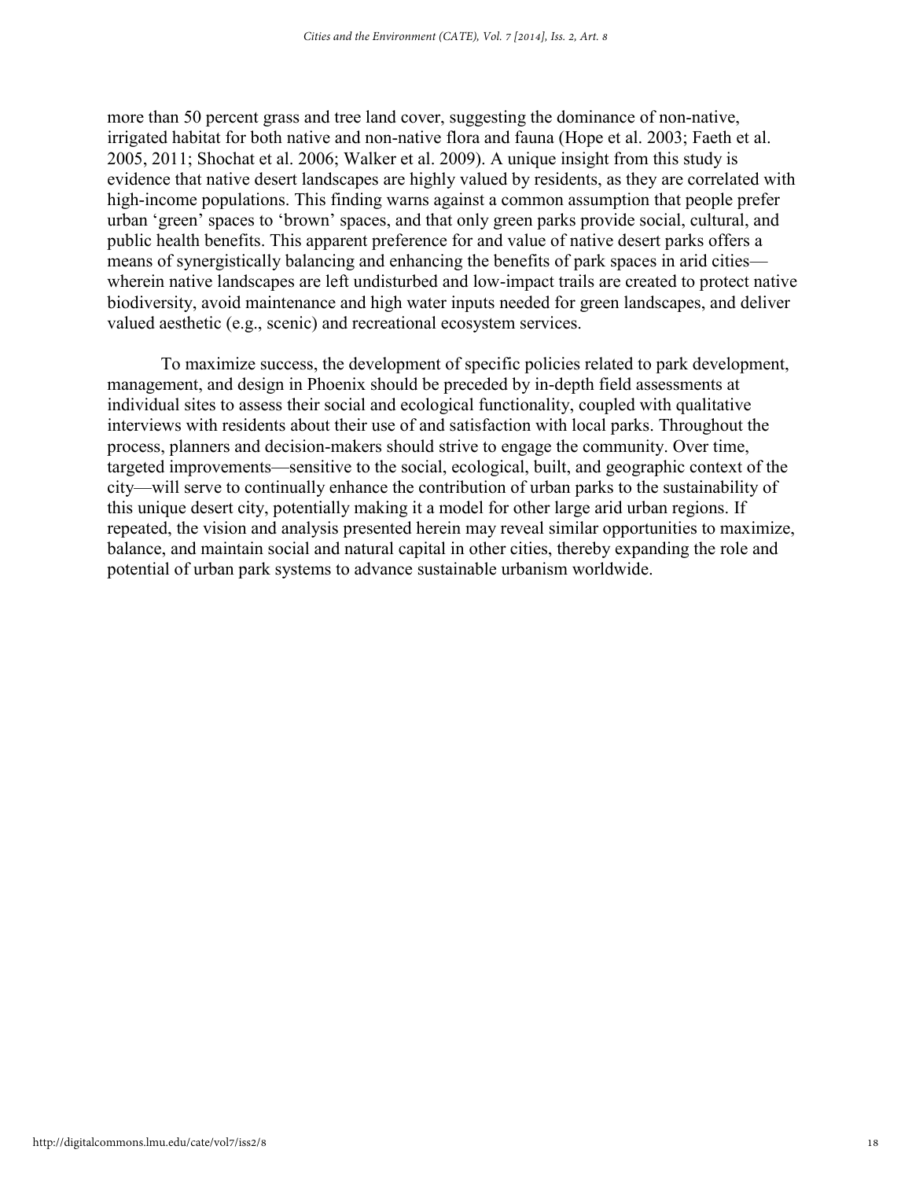more than 50 percent grass and tree land cover, suggesting the dominance of non-native, irrigated habitat for both native and non-native flora and fauna (Hope et al. 2003; Faeth et al. 2005, 2011; Shochat et al. 2006; Walker et al. 2009). A unique insight from this study is evidence that native desert landscapes are highly valued by residents, as they are correlated with high-income populations. This finding warns against a common assumption that people prefer urban 'green' spaces to 'brown' spaces, and that only green parks provide social, cultural, and public health benefits. This apparent preference for and value of native desert parks offers a means of synergistically balancing and enhancing the benefits of park spaces in arid cities—wherein native landscapes are left undisturbed and low-impact trails are created to protect native biodiversity, avoid maintenance and high water inputs needed for green landscapes, and deliver valued aesthetic (e.g., scenic) and recreational ecosystem services.

To maximize success, the development of specific policies related to park development, management, and design in Phoenix should be preceded by in-depth field assessments at individual sites to assess their social and ecological functionality, coupled with qualitative interviews with residents about their use of and satisfaction with local parks. Throughout the process, planners and decision-makers should strive to engage the community. Over time, targeted improvements—sensitive to the social, ecological, built, and geographic context of the city—will serve to continually enhance the contribution of urban parks to the sustainability of this unique desert city, potentially making it a model for other large arid urban regions. If repeated, the vision and analysis presented herein may reveal similar opportunities to maximize, balance, and maintain social and natural capital in other cities, thereby expanding the role and potential of urban park systems to advance sustainable urbanism worldwide.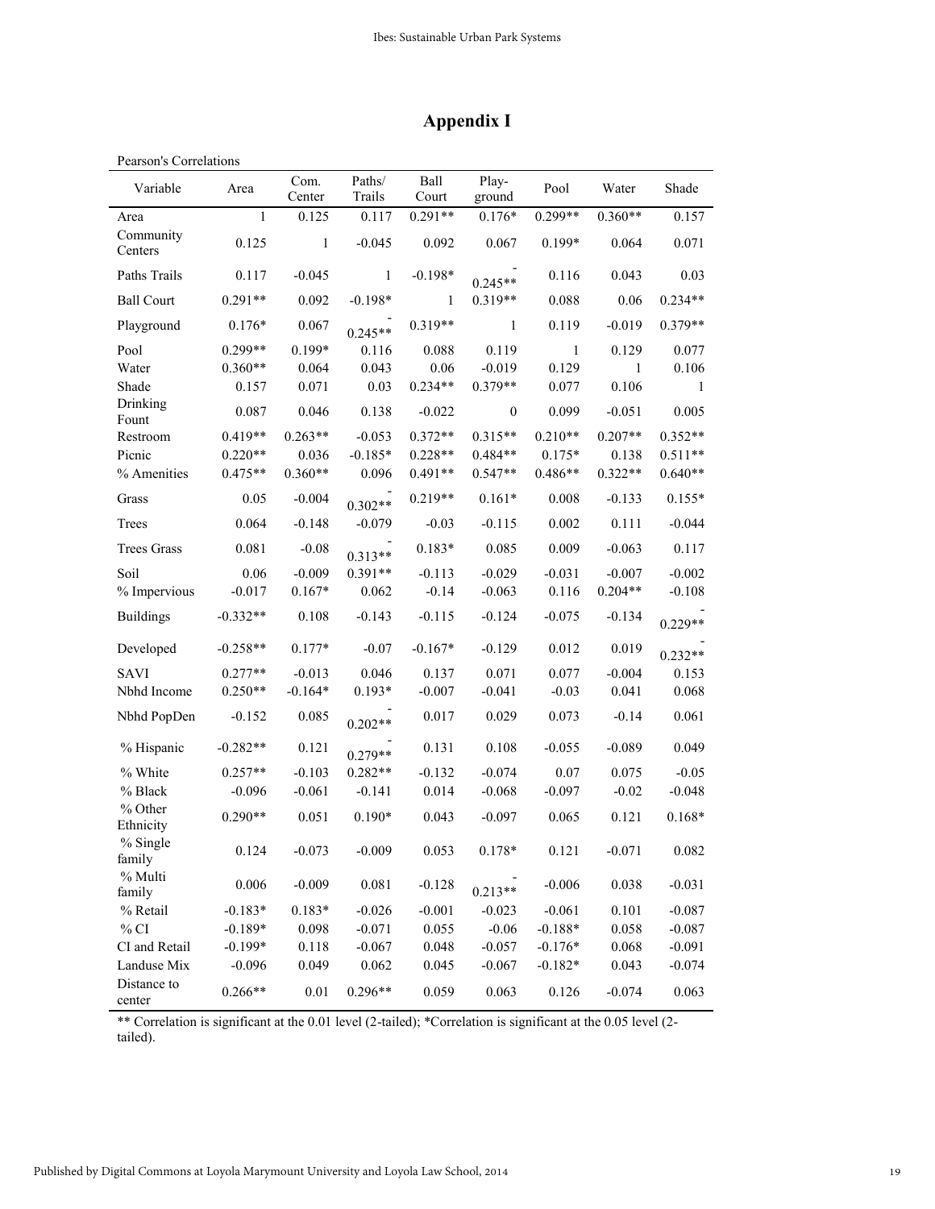# Appendix I

Pearson's Correlations

| Variable | Area | Com. Center | Paths/ Trails | Ball Court | Play-ground | Pool | Water | Shade |
|---|---|---|---|---|---|---|---|---|
| Area | 1 | 0.125 | 0.117 | 0.291** | 0.176* | 0.299** | 0.360** | 0.157 |
| Community Centers | 0.125 | 1 | -0.045 | 0.092 | 0.067 | 0.199* | 0.064 | 0.071 |
| Paths Trails | 0.117 | -0.045 | 1 | -0.198* | -0.245** | 0.116 | 0.043 | 0.03 |
| Ball Court | 0.291** | 0.092 | -0.198* | 1 | 0.319** | 0.088 | 0.06 | 0.234** |
| Playground | 0.176* | 0.067 | -0.245** | 0.319** | 1 | 0.119 | -0.019 | 0.379** |
| Pool | 0.299** | 0.199* | 0.116 | 0.088 | 0.119 | 1 | 0.129 | 0.077 |
| Water | 0.360** | 0.064 | 0.043 | 0.06 | -0.019 | 0.129 | 1 | 0.106 |
| Shade | 0.157 | 0.071 | 0.03 | 0.234** | 0.379** | 0.077 | 0.106 | 1 |
| Drinking Fount | 0.087 | 0.046 | 0.138 | -0.022 | 0 | 0.099 | -0.051 | 0.005 |
| Restroom | 0.419** | 0.263** | -0.053 | 0.372** | 0.315** | 0.210** | 0.207** | 0.352** |
| Picnic | 0.220** | 0.036 | -0.185* | 0.228** | 0.484** | 0.175* | 0.138 | 0.511** |
| % Amenities | 0.475** | 0.360** | 0.096 | 0.491** | 0.547** | 0.486** | 0.322** | 0.640** |
| Grass | 0.05 | -0.004 | -0.302** | 0.219** | 0.161* | 0.008 | -0.133 | 0.155* |
| Trees | 0.064 | -0.148 | -0.079 | -0.03 | -0.115 | 0.002 | 0.111 | -0.044 |
| Trees Grass | 0.081 | -0.08 | -0.313** | 0.183* | 0.085 | 0.009 | -0.063 | 0.117 |
| Soil | 0.06 | -0.009 | 0.391** | -0.113 | -0.029 | -0.031 | -0.007 | -0.002 |
| % Impervious | -0.017 | 0.167* | 0.062 | -0.14 | -0.063 | 0.116 | 0.204** | -0.108 |
| Buildings | -0.332** | 0.108 | -0.143 | -0.115 | -0.124 | -0.075 | -0.134 | -0.229** |
| Developed | -0.258** | 0.177* | -0.07 | -0.167* | -0.129 | 0.012 | 0.019 | -0.232** |
| SAVI | 0.277** | -0.013 | 0.046 | 0.137 | 0.071 | 0.077 | -0.004 | 0.153 |
| Nbhd Income | 0.250** | -0.164* | 0.193* | -0.007 | -0.041 | -0.03 | 0.041 | 0.068 |
| Nbhd PopDen | -0.152 | 0.085 | -0.202** | 0.017 | 0.029 | 0.073 | -0.14 | 0.061 |
| % Hispanic | -0.282** | 0.121 | -0.279** | 0.131 | 0.108 | -0.055 | -0.089 | 0.049 |
| % White | 0.257** | -0.103 | 0.282** | -0.132 | -0.074 | 0.07 | 0.075 | -0.05 |
| % Black | -0.096 | -0.061 | -0.141 | 0.014 | -0.068 | -0.097 | -0.02 | -0.048 |
| % Other Ethnicity | 0.290** | 0.051 | 0.190* | 0.043 | -0.097 | 0.065 | 0.121 | 0.168* |
| % Single family | 0.124 | -0.073 | -0.009 | 0.053 | 0.178* | 0.121 | -0.071 | 0.082 |
| % Multi family | 0.006 | -0.009 | 0.081 | -0.128 | -0.213** | -0.006 | 0.038 | -0.031 |
| % Retail | -0.183* | 0.183* | -0.026 | -0.001 | -0.023 | -0.061 | 0.101 | -0.087 |
| % CI | -0.189* | 0.098 | -0.071 | 0.055 | -0.06 | -0.188* | 0.058 | -0.087 |
| CI and Retail | -0.199* | 0.118 | -0.067 | 0.048 | -0.057 | -0.176* | 0.068 | -0.091 |
| Landuse Mix | -0.096 | 0.049 | 0.062 | 0.045 | -0.067 | -0.182* | 0.043 | -0.074 |
| Distance to center | 0.266** | 0.01 | 0.296** | 0.059 | 0.063 | 0.126 | -0.074 | 0.063 |

** Correlation is significant at the 0.01 level (2-tailed); *Correlation is significant at the 0.05 level (2-tailed).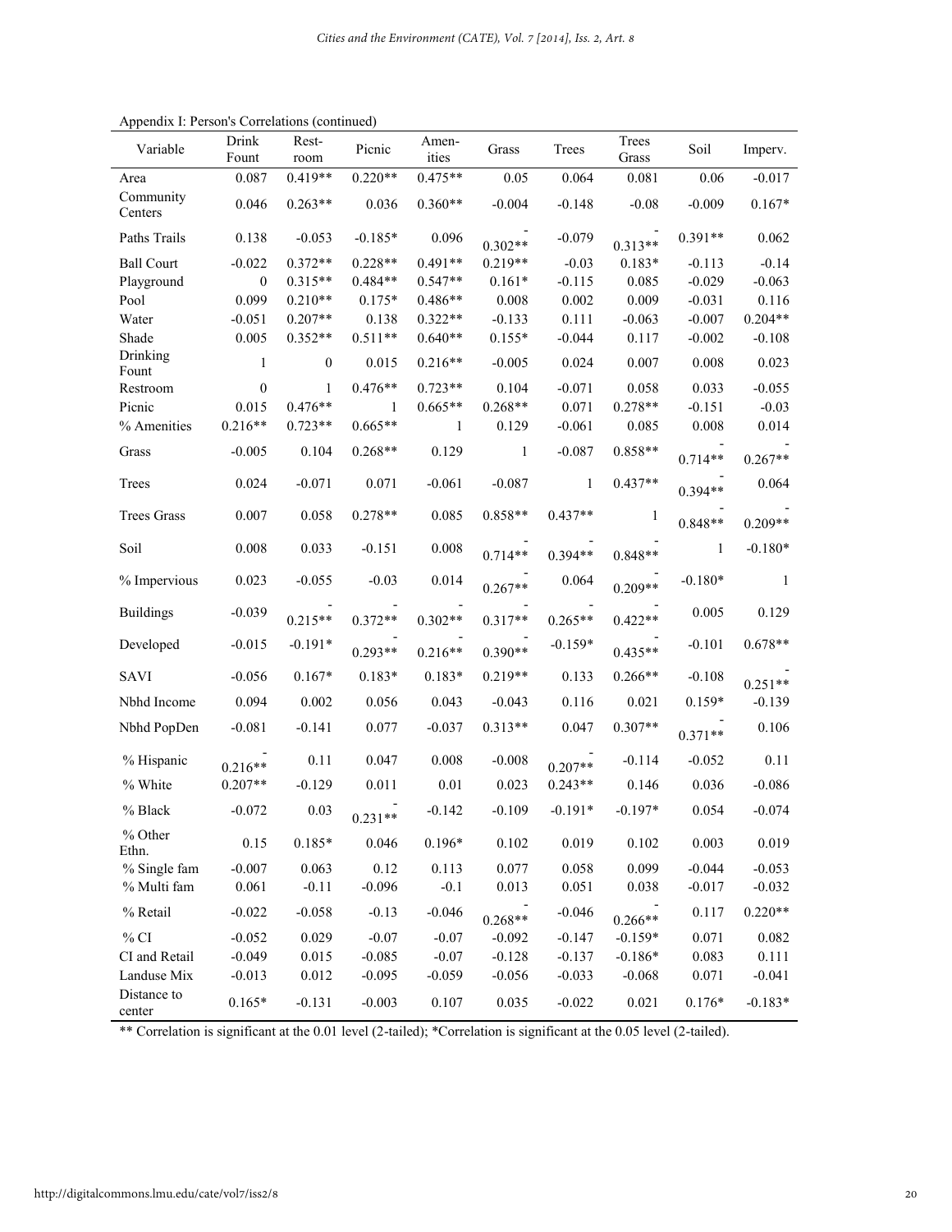Appendix I: Person's Correlations (continued)

| Variable | Drink Fount | Rest-room | Picnic | Amen-ities | Grass | Trees | Trees Grass | Soil | Imperv. |
|---|---|---|---|---|---|---|---|---|---|
| Area | 0.087 | 0.419** | 0.220** | 0.475** | 0.05 | 0.064 | 0.081 | 0.06 | -0.017 |
| Community Centers | 0.046 | 0.263** | 0.036 | 0.360** | -0.004 | -0.148 | -0.08 | -0.009 | 0.167* |
| Paths Trails | 0.138 | -0.053 | -0.185* | 0.096 | -0.302** | -0.079 | -0.313** | 0.391** | 0.062 |
| Ball Court | -0.022 | 0.372** | 0.228** | 0.491** | 0.219** | -0.03 | 0.183* | -0.113 | -0.14 |
| Playground | 0 | 0.315** | 0.484** | 0.547** | 0.161* | -0.115 | 0.085 | -0.029 | -0.063 |
| Pool | 0.099 | 0.210** | 0.175* | 0.486** | 0.008 | 0.002 | 0.009 | -0.031 | 0.116 |
| Water | -0.051 | 0.207** | 0.138 | 0.322** | -0.133 | 0.111 | -0.063 | -0.007 | 0.204** |
| Shade | 0.005 | 0.352** | 0.511** | 0.640** | 0.155* | -0.044 | 0.117 | -0.002 | -0.108 |
| Drinking Fount | 1 | 0 | 0.015 | 0.216** | -0.005 | 0.024 | 0.007 | 0.008 | 0.023 |
| Restroom | 0 | 1 | 0.476** | 0.723** | 0.104 | -0.071 | 0.058 | 0.033 | -0.055 |
| Picnic | 0.015 | 0.476** | 1 | 0.665** | 0.268** | 0.071 | 0.278** | -0.151 | -0.03 |
| % Amenities | 0.216** | 0.723** | 0.665** | 1 | 0.129 | -0.061 | 0.085 | 0.008 | 0.014 |
| Grass | -0.005 | 0.104 | 0.268** | 0.129 | 1 | -0.087 | 0.858** | -0.714** | -0.267** |
| Trees | 0.024 | -0.071 | 0.071 | -0.061 | -0.087 | 1 | 0.437** | -0.394** | 0.064 |
| Trees Grass | 0.007 | 0.058 | 0.278** | 0.085 | 0.858** | 0.437** | 1 | -0.848** | -0.209** |
| Soil | 0.008 | 0.033 | -0.151 | 0.008 | -0.714** | -0.394** | -0.848** | 1 | -0.180* |
| % Impervious | 0.023 | -0.055 | -0.03 | 0.014 | -0.267** | 0.064 | -0.209** | -0.180* | 1 |
| Buildings | -0.039 | -0.215** | -0.372** | -0.302** | -0.317** | -0.265** | -0.422** | 0.005 | 0.129 |
| Developed | -0.015 | -0.191* | -0.293** | -0.216** | -0.390** | -0.159* | -0.435** | -0.101 | 0.678** |
| SAVI | -0.056 | 0.167* | 0.183* | 0.183* | 0.219** | 0.133 | 0.266** | -0.108 | -0.251** |
| Nbhd Income | 0.094 | 0.002 | 0.056 | 0.043 | -0.043 | 0.116 | 0.021 | 0.159* | -0.139 |
| Nbhd PopDen | -0.081 | -0.141 | 0.077 | -0.037 | 0.313** | 0.047 | 0.307** | -0.371** | 0.106 |
| % Hispanic | -0.216** | 0.11 | 0.047 | 0.008 | -0.008 | -0.207** | -0.114 | -0.052 | 0.11 |
| % White | 0.207** | -0.129 | 0.011 | 0.01 | 0.023 | 0.243** | 0.146 | 0.036 | -0.086 |
| % Black | -0.072 | 0.03 | -0.231** | -0.142 | -0.109 | -0.191* | -0.197* | 0.054 | -0.074 |
| % Other Ethn. | 0.15 | 0.185* | 0.046 | 0.196* | 0.102 | 0.019 | 0.102 | 0.003 | 0.019 |
| % Single fam | -0.007 | 0.063 | 0.12 | 0.113 | 0.077 | 0.058 | 0.099 | -0.044 | -0.053 |
| % Multi fam | 0.061 | -0.11 | -0.096 | -0.1 | 0.013 | 0.051 | 0.038 | -0.017 | -0.032 |
| % Retail | -0.022 | -0.058 | -0.13 | -0.046 | -0.268** | -0.046 | -0.266** | 0.117 | 0.220** |
| % CI | -0.052 | 0.029 | -0.07 | -0.07 | -0.092 | -0.147 | -0.159* | 0.071 | 0.082 |
| CI and Retail | -0.049 | 0.015 | -0.085 | -0.07 | -0.128 | -0.137 | -0.186* | 0.083 | 0.111 |
| Landuse Mix | -0.013 | 0.012 | -0.095 | -0.059 | -0.056 | -0.033 | -0.068 | 0.071 | -0.041 |
| Distance to center | 0.165* | -0.131 | -0.003 | 0.107 | 0.035 | -0.022 | 0.021 | 0.176* | -0.183* |

** Correlation is significant at the 0.01 level (2-tailed); *Correlation is significant at the 0.05 level (2-tailed).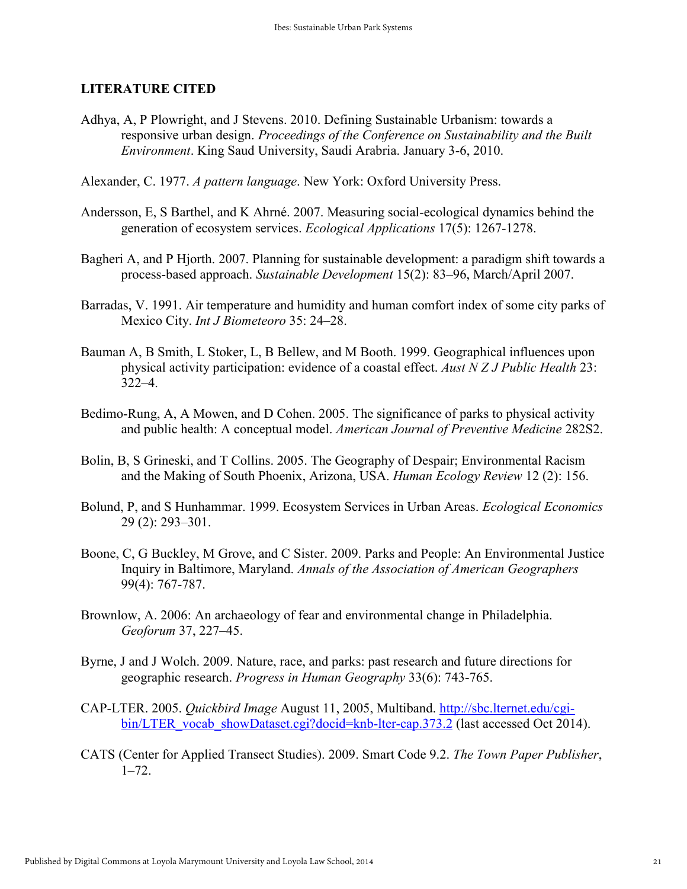## LITERATURE CITED

Adhya, A, P Plowright, and J Stevens. 2010. Defining Sustainable Urbanism: towards a responsive urban design. *Proceedings of the Conference on Sustainability and the Built Environment*. King Saud University, Saudi Arabia. January 3-6, 2010.

Alexander, C. 1977. *A pattern language*. New York: Oxford University Press.

Andersson, E, S Barthel, and K Ahrné. 2007. Measuring social-ecological dynamics behind the generation of ecosystem services. *Ecological Applications* 17(5): 1267-1278.

Bagheri A, and P Hjorth. 2007. Planning for sustainable development: a paradigm shift towards a process-based approach. *Sustainable Development* 15(2): 83–96, March/April 2007.

Barradas, V. 1991. Air temperature and humidity and human comfort index of some city parks of Mexico City. *Int J Biometeoro* 35: 24–28.

Bauman A, B Smith, L Stoker, L, B Bellew, and M Booth. 1999. Geographical influences upon physical activity participation: evidence of a coastal effect. *Aust N Z J Public Health* 23: 322–4.

Bedimo-Rung, A, A Mowen, and D Cohen. 2005. The significance of parks to physical activity and public health: A conceptual model. *American Journal of Preventive Medicine* 282S2.

Bolin, B, S Grineski, and T Collins. 2005. The Geography of Despair; Environmental Racism and the Making of South Phoenix, Arizona, USA. *Human Ecology Review* 12 (2): 156.

Bolund, P, and S Hunhammar. 1999. Ecosystem Services in Urban Areas. *Ecological Economics* 29 (2): 293–301.

Boone, C, G Buckley, M Grove, and C Sister. 2009. Parks and People: An Environmental Justice Inquiry in Baltimore, Maryland. *Annals of the Association of American Geographers* 99(4): 767-787.

Brownlow, A. 2006: An archaeology of fear and environmental change in Philadelphia. *Geoforum* 37, 227–45.

Byrne, J and J Wolch. 2009. Nature, race, and parks: past research and future directions for geographic research. *Progress in Human Geography* 33(6): 743-765.

CAP-LTER. 2005. *Quickbird Image* August 11, 2005, Multiband. http://sbc.lternet.edu/cgi-bin/LTER_vocab_showDataset.cgi?docid=knb-lter-cap.373.2 (last accessed Oct 2014).

CATS (Center for Applied Transect Studies). 2009. Smart Code 9.2. *The Town Paper Publisher*, 1–72.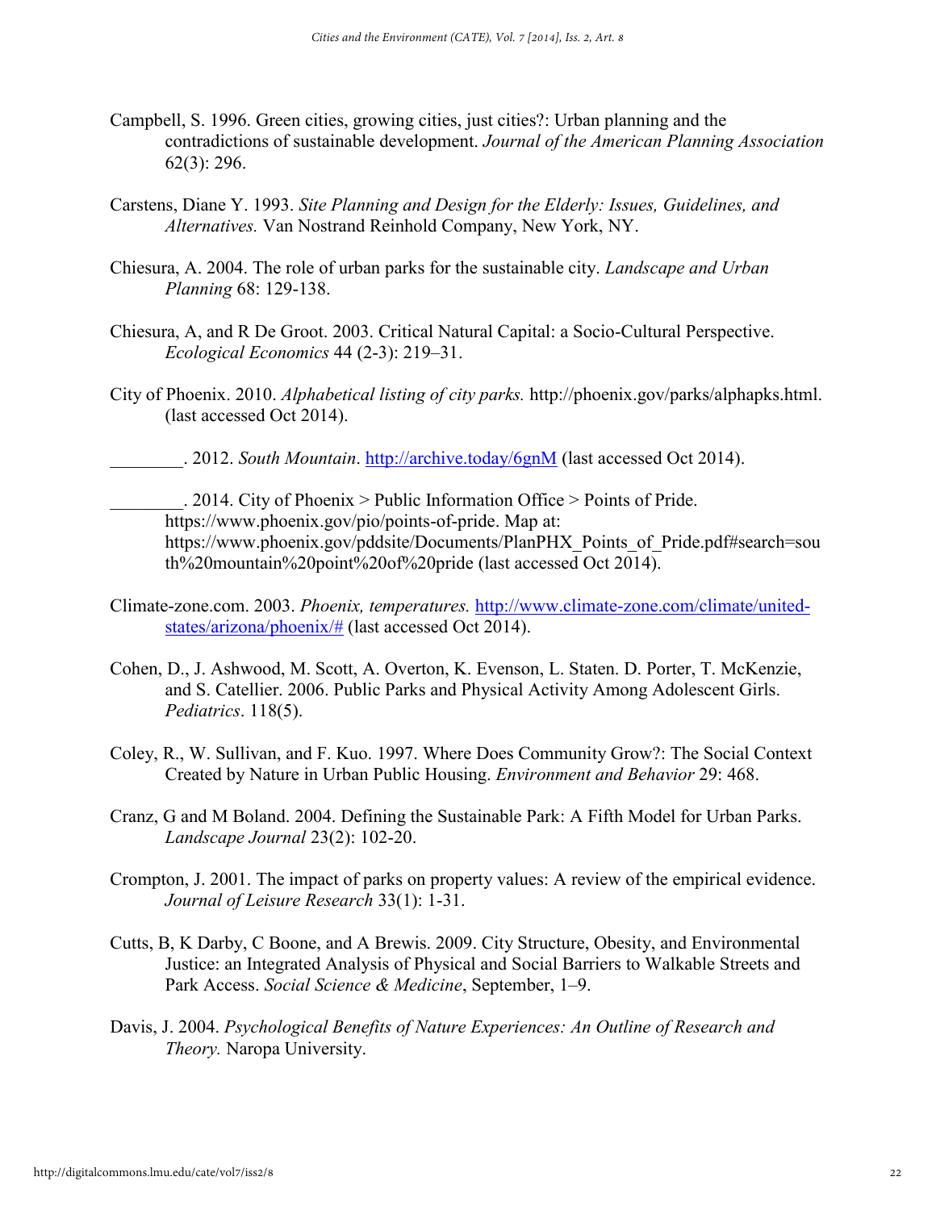Campbell, S. 1996. Green cities, growing cities, just cities?: Urban planning and the contradictions of sustainable development. *Journal of the American Planning Association* 62(3): 296.

Carstens, Diane Y. 1993. *Site Planning and Design for the Elderly: Issues, Guidelines, and Alternatives.* Van Nostrand Reinhold Company, New York, NY.

Chiesura, A. 2004. The role of urban parks for the sustainable city. *Landscape and Urban Planning* 68: 129-138.

Chiesura, A, and R De Groot. 2003. Critical Natural Capital: a Socio-Cultural Perspective. *Ecological Economics* 44 (2-3): 219–31.

City of Phoenix. 2010. *Alphabetical listing of city parks.* http://phoenix.gov/parks/alphapks.html. (last accessed Oct 2014).

________. 2012. *South Mountain*. http://archive.today/6gnM (last accessed Oct 2014).

________. 2014. City of Phoenix > Public Information Office > Points of Pride. https://www.phoenix.gov/pio/points-of-pride. Map at: https://www.phoenix.gov/pddsite/Documents/PlanPHX_Points_of_Pride.pdf#search=south%20mountain%20point%20of%20pride (last accessed Oct 2014).

Climate-zone.com. 2003. *Phoenix, temperatures.* http://www.climate-zone.com/climate/united-states/arizona/phoenix/# (last accessed Oct 2014).

Cohen, D., J. Ashwood, M. Scott, A. Overton, K. Evenson, L. Staten. D. Porter, T. McKenzie, and S. Catellier. 2006. Public Parks and Physical Activity Among Adolescent Girls. *Pediatrics*. 118(5).

Coley, R., W. Sullivan, and F. Kuo. 1997. Where Does Community Grow?: The Social Context Created by Nature in Urban Public Housing. *Environment and Behavior* 29: 468.

Cranz, G and M Boland. 2004. Defining the Sustainable Park: A Fifth Model for Urban Parks. *Landscape Journal* 23(2): 102-20.

Crompton, J. 2001. The impact of parks on property values: A review of the empirical evidence. *Journal of Leisure Research* 33(1): 1-31.

Cutts, B, K Darby, C Boone, and A Brewis. 2009. City Structure, Obesity, and Environmental Justice: an Integrated Analysis of Physical and Social Barriers to Walkable Streets and Park Access. *Social Science & Medicine*, September, 1–9.

Davis, J. 2004. *Psychological Benefits of Nature Experiences: An Outline of Research and Theory.* Naropa University.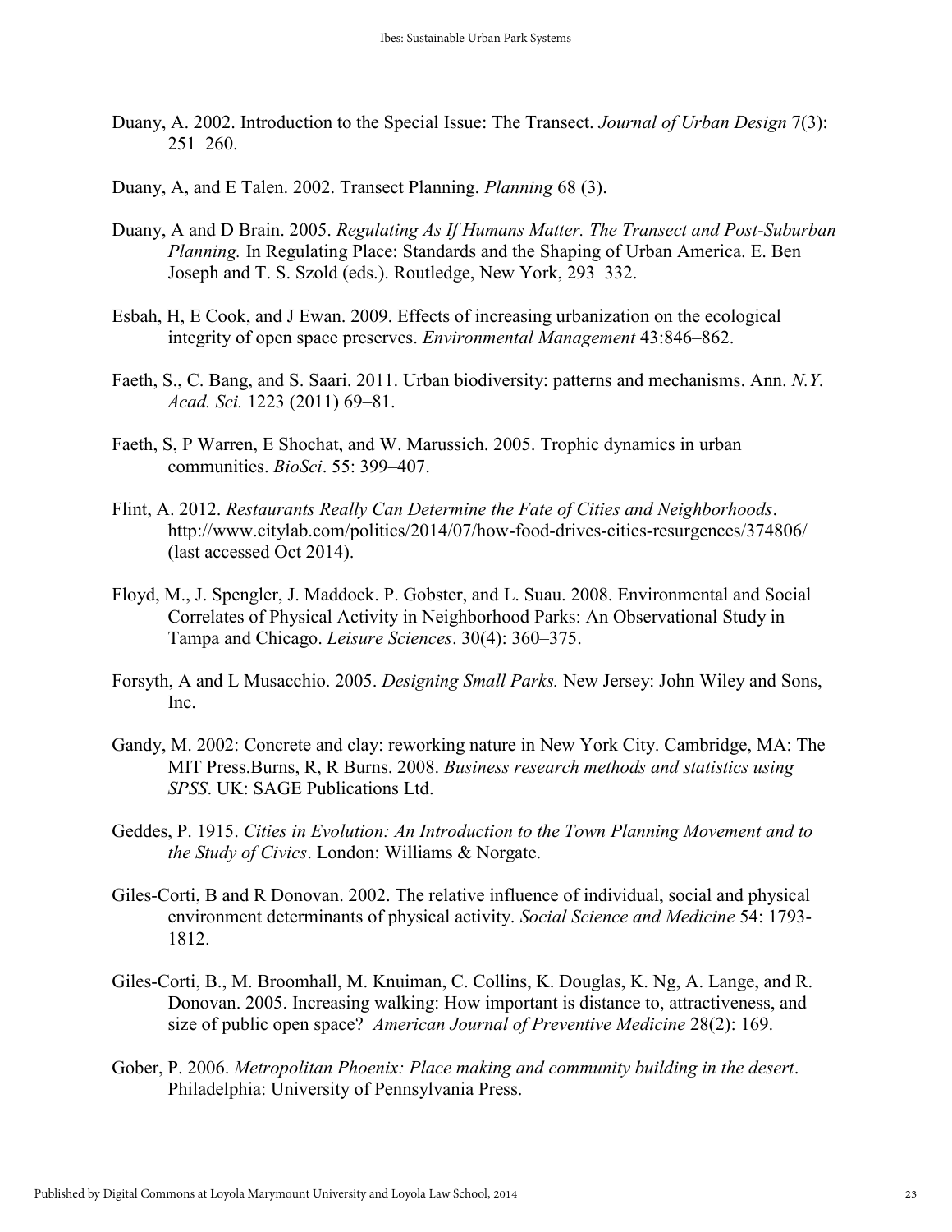Duany, A. 2002. Introduction to the Special Issue: The Transect. *Journal of Urban Design* 7(3): 251–260.

Duany, A, and E Talen. 2002. Transect Planning. *Planning* 68 (3).

Duany, A and D Brain. 2005. *Regulating As If Humans Matter. The Transect and Post-Suburban Planning.* In Regulating Place: Standards and the Shaping of Urban America. E. Ben Joseph and T. S. Szold (eds.). Routledge, New York, 293–332.

Esbah, H, E Cook, and J Ewan. 2009. Effects of increasing urbanization on the ecological integrity of open space preserves. *Environmental Management* 43:846–862.

Faeth, S., C. Bang, and S. Saari. 2011. Urban biodiversity: patterns and mechanisms. Ann. *N.Y. Acad. Sci.* 1223 (2011) 69–81.

Faeth, S, P Warren, E Shochat, and W. Marussich. 2005. Trophic dynamics in urban communities. *BioSci*. 55: 399–407.

Flint, A. 2012. *Restaurants Really Can Determine the Fate of Cities and Neighborhoods*. http://www.citylab.com/politics/2014/07/how-food-drives-cities-resurgences/374806/ (last accessed Oct 2014).

Floyd, M., J. Spengler, J. Maddock. P. Gobster, and L. Suau. 2008. Environmental and Social Correlates of Physical Activity in Neighborhood Parks: An Observational Study in Tampa and Chicago. *Leisure Sciences*. 30(4): 360–375.

Forsyth, A and L Musacchio. 2005. *Designing Small Parks.* New Jersey: John Wiley and Sons, Inc.

Gandy, M. 2002: Concrete and clay: reworking nature in New York City. Cambridge, MA: The MIT Press.Burns, R, R Burns. 2008. *Business research methods and statistics using SPSS*. UK: SAGE Publications Ltd.

Geddes, P. 1915. *Cities in Evolution: An Introduction to the Town Planning Movement and to the Study of Civics*. London: Williams & Norgate.

Giles-Corti, B and R Donovan. 2002. The relative influence of individual, social and physical environment determinants of physical activity. *Social Science and Medicine* 54: 1793-1812.

Giles-Corti, B., M. Broomhall, M. Knuiman, C. Collins, K. Douglas, K. Ng, A. Lange, and R. Donovan. 2005. Increasing walking: How important is distance to, attractiveness, and size of public open space? *American Journal of Preventive Medicine* 28(2): 169.

Gober, P. 2006. *Metropolitan Phoenix: Place making and community building in the desert*. Philadelphia: University of Pennsylvania Press.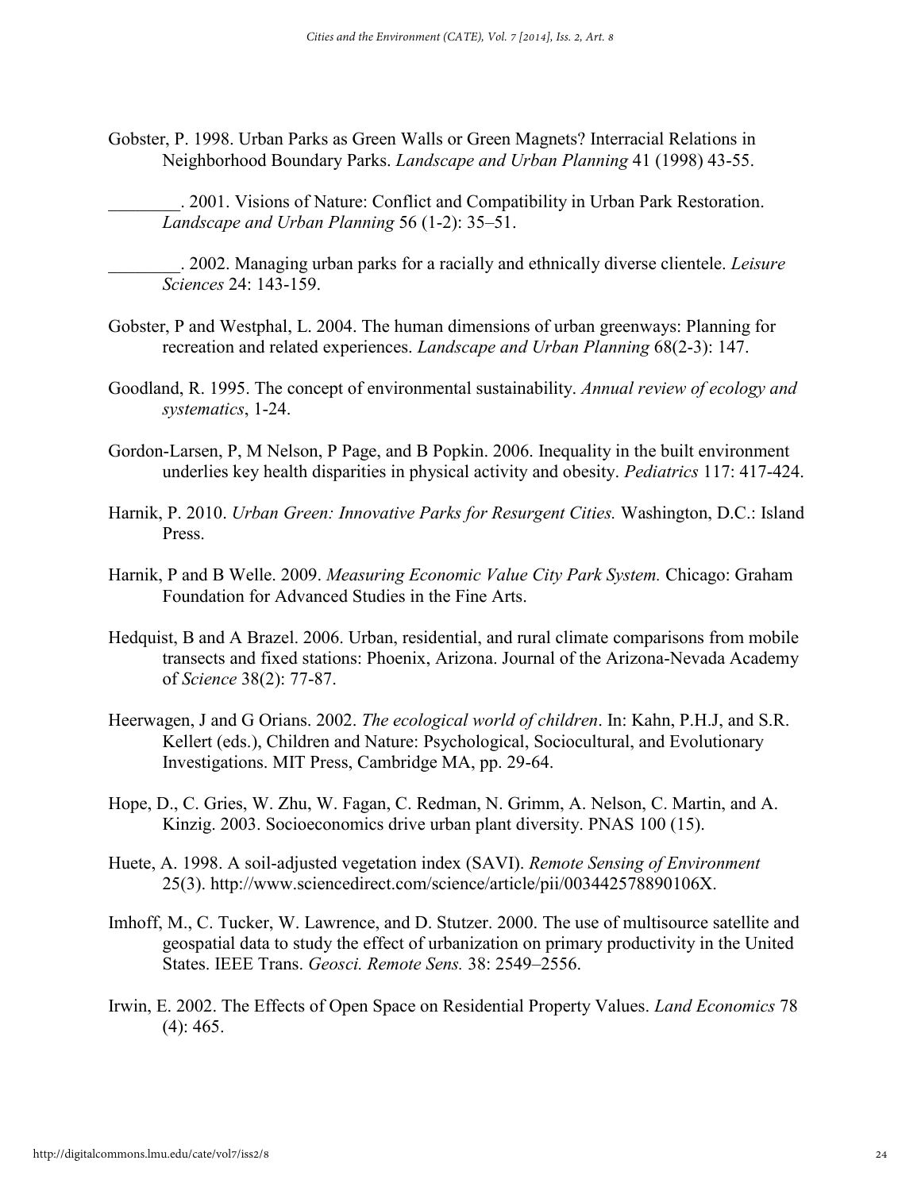Gobster, P. 1998. Urban Parks as Green Walls or Green Magnets? Interracial Relations in Neighborhood Boundary Parks. *Landscape and Urban Planning* 41 (1998) 43-55.

________. 2001. Visions of Nature: Conflict and Compatibility in Urban Park Restoration. *Landscape and Urban Planning* 56 (1-2): 35–51.

________. 2002. Managing urban parks for a racially and ethnically diverse clientele. *Leisure Sciences* 24: 143-159.

Gobster, P and Westphal, L. 2004. The human dimensions of urban greenways: Planning for recreation and related experiences. *Landscape and Urban Planning* 68(2-3): 147.

Goodland, R. 1995. The concept of environmental sustainability. *Annual review of ecology and systematics*, 1-24.

Gordon-Larsen, P, M Nelson, P Page, and B Popkin. 2006. Inequality in the built environment underlies key health disparities in physical activity and obesity. *Pediatrics* 117: 417-424.

Harnik, P. 2010. *Urban Green: Innovative Parks for Resurgent Cities.* Washington, D.C.: Island Press.

Harnik, P and B Welle. 2009. *Measuring Economic Value City Park System.* Chicago: Graham Foundation for Advanced Studies in the Fine Arts.

Hedquist, B and A Brazel. 2006. Urban, residential, and rural climate comparisons from mobile transects and fixed stations: Phoenix, Arizona. Journal of the Arizona-Nevada Academy of *Science* 38(2): 77-87.

Heerwagen, J and G Orians. 2002. *The ecological world of children*. In: Kahn, P.H.J, and S.R. Kellert (eds.), Children and Nature: Psychological, Sociocultural, and Evolutionary Investigations. MIT Press, Cambridge MA, pp. 29-64.

Hope, D., C. Gries, W. Zhu, W. Fagan, C. Redman, N. Grimm, A. Nelson, C. Martin, and A. Kinzig. 2003. Socioeconomics drive urban plant diversity. PNAS 100 (15).

Huete, A. 1998. A soil-adjusted vegetation index (SAVI). *Remote Sensing of Environment* 25(3). http://www.sciencedirect.com/science/article/pii/003442578890106X.

Imhoff, M., C. Tucker, W. Lawrence, and D. Stutzer. 2000. The use of multisource satellite and geospatial data to study the effect of urbanization on primary productivity in the United States. IEEE Trans. *Geosci. Remote Sens.* 38: 2549–2556.

Irwin, E. 2002. The Effects of Open Space on Residential Property Values. *Land Economics* 78 (4): 465.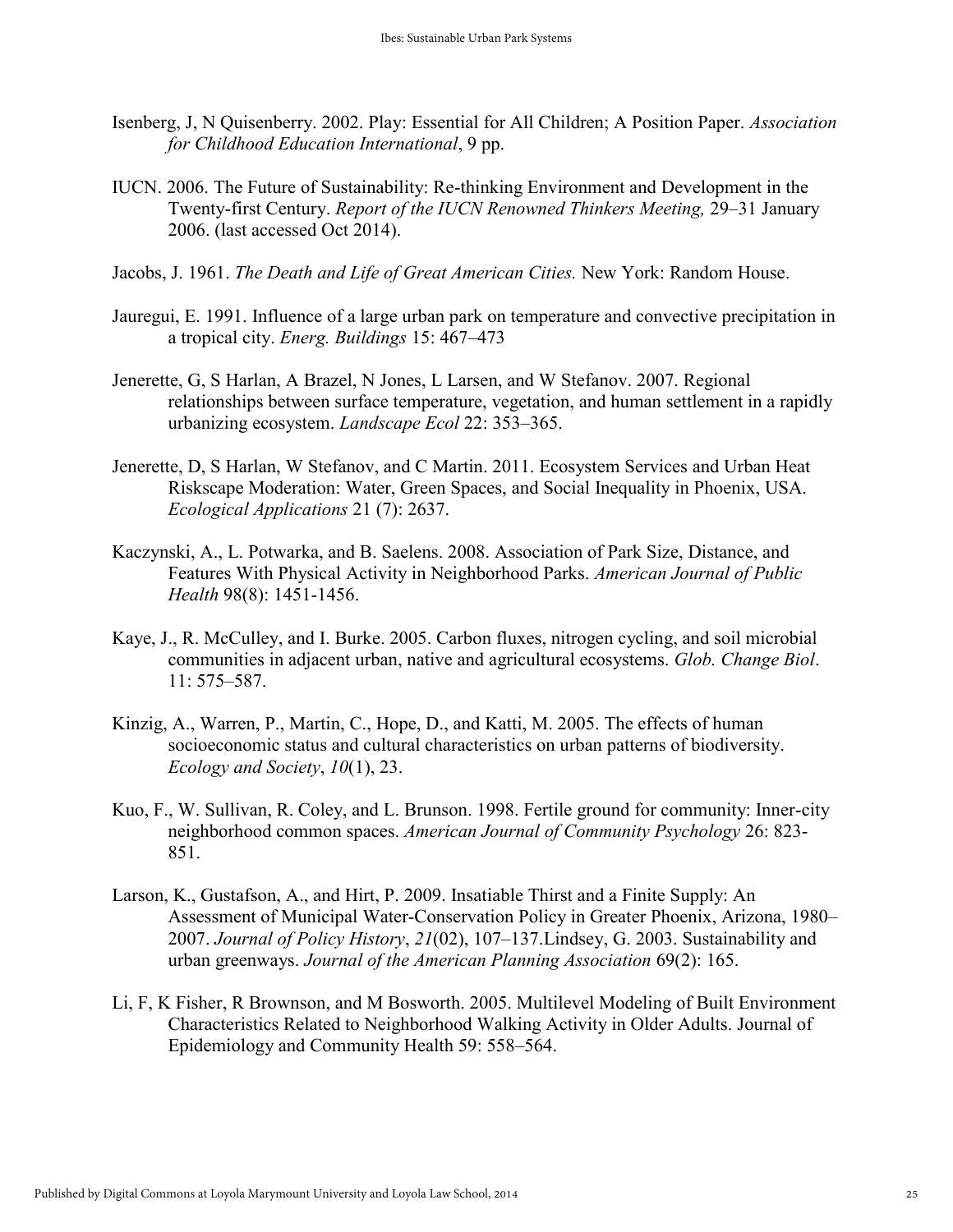Isenberg, J, N Quisenberry. 2002. Play: Essential for All Children; A Position Paper. *Association for Childhood Education International*, 9 pp.

IUCN. 2006. The Future of Sustainability: Re-thinking Environment and Development in the Twenty-first Century. *Report of the IUCN Renowned Thinkers Meeting,* 29–31 January 2006. (last accessed Oct 2014).

Jacobs, J. 1961. *The Death and Life of Great American Cities.* New York: Random House.

Jauregui, E. 1991. Influence of a large urban park on temperature and convective precipitation in a tropical city. *Energ. Buildings* 15: 467–473

Jenerette, G, S Harlan, A Brazel, N Jones, L Larsen, and W Stefanov. 2007. Regional relationships between surface temperature, vegetation, and human settlement in a rapidly urbanizing ecosystem. *Landscape Ecol* 22: 353–365.

Jenerette, D, S Harlan, W Stefanov, and C Martin. 2011. Ecosystem Services and Urban Heat Riskscape Moderation: Water, Green Spaces, and Social Inequality in Phoenix, USA. *Ecological Applications* 21 (7): 2637.

Kaczynski, A., L. Potwarka, and B. Saelens. 2008. Association of Park Size, Distance, and Features With Physical Activity in Neighborhood Parks. *American Journal of Public Health* 98(8): 1451-1456.

Kaye, J., R. McCulley, and I. Burke. 2005. Carbon fluxes, nitrogen cycling, and soil microbial communities in adjacent urban, native and agricultural ecosystems. *Glob. Change Biol*. 11: 575–587.

Kinzig, A., Warren, P., Martin, C., Hope, D., and Katti, M. 2005. The effects of human socioeconomic status and cultural characteristics on urban patterns of biodiversity. *Ecology and Society*, *10*(1), 23.

Kuo, F., W. Sullivan, R. Coley, and L. Brunson. 1998. Fertile ground for community: Inner-city neighborhood common spaces. *American Journal of Community Psychology* 26: 823-851.

Larson, K., Gustafson, A., and Hirt, P. 2009. Insatiable Thirst and a Finite Supply: An Assessment of Municipal Water-Conservation Policy in Greater Phoenix, Arizona, 1980–2007. *Journal of Policy History*, *21*(02), 107–137.Lindsey, G. 2003. Sustainability and urban greenways. *Journal of the American Planning Association* 69(2): 165.

Li, F, K Fisher, R Brownson, and M Bosworth. 2005. Multilevel Modeling of Built Environment Characteristics Related to Neighborhood Walking Activity in Older Adults. Journal of Epidemiology and Community Health 59: 558–564.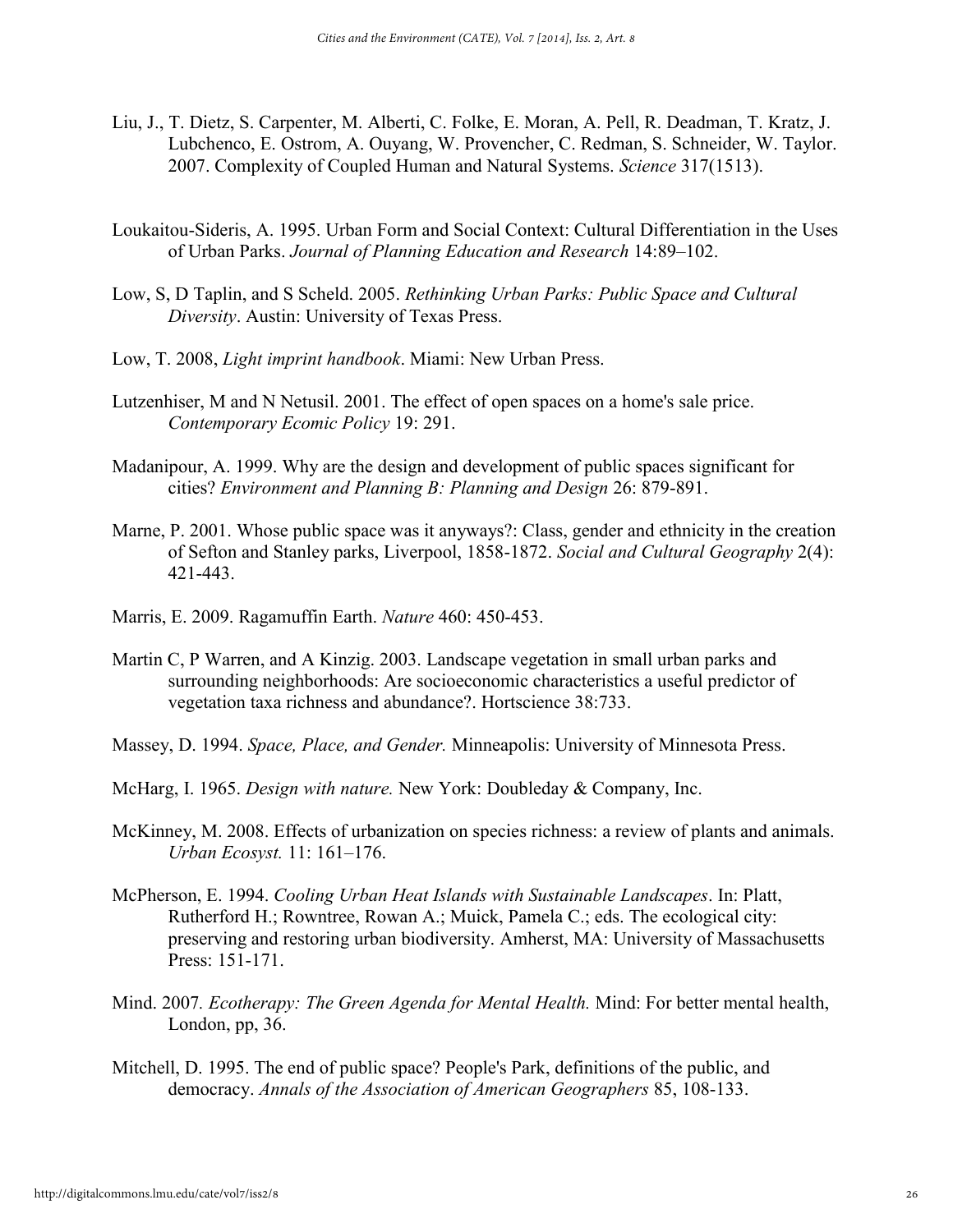Liu, J., T. Dietz, S. Carpenter, M. Alberti, C. Folke, E. Moran, A. Pell, R. Deadman, T. Kratz, J. Lubchenco, E. Ostrom, A. Ouyang, W. Provencher, C. Redman, S. Schneider, W. Taylor. 2007. Complexity of Coupled Human and Natural Systems. *Science* 317(1513).

Loukaitou-Sideris, A. 1995. Urban Form and Social Context: Cultural Differentiation in the Uses of Urban Parks. *Journal of Planning Education and Research* 14:89–102.

Low, S, D Taplin, and S Scheld. 2005. *Rethinking Urban Parks: Public Space and Cultural Diversity*. Austin: University of Texas Press.

Low, T. 2008, *Light imprint handbook*. Miami: New Urban Press.

Lutzenhiser, M and N Netusil. 2001. The effect of open spaces on a home's sale price. *Contemporary Ecomic Policy* 19: 291.

Madanipour, A. 1999. Why are the design and development of public spaces significant for cities? *Environment and Planning B: Planning and Design* 26: 879-891.

Marne, P. 2001. Whose public space was it anyways?: Class, gender and ethnicity in the creation of Sefton and Stanley parks, Liverpool, 1858-1872. *Social and Cultural Geography* 2(4): 421-443.

Marris, E. 2009. Ragamuffin Earth. *Nature* 460: 450-453.

Martin C, P Warren, and A Kinzig. 2003. Landscape vegetation in small urban parks and surrounding neighborhoods: Are socioeconomic characteristics a useful predictor of vegetation taxa richness and abundance?. Hortscience 38:733.

Massey, D. 1994. *Space, Place, and Gender.* Minneapolis: University of Minnesota Press.

McHarg, I. 1965. *Design with nature.* New York: Doubleday & Company, Inc.

McKinney, M. 2008. Effects of urbanization on species richness: a review of plants and animals. *Urban Ecosyst.* 11: 161–176.

McPherson, E. 1994. *Cooling Urban Heat Islands with Sustainable Landscapes*. In: Platt, Rutherford H.; Rowntree, Rowan A.; Muick, Pamela C.; eds. The ecological city: preserving and restoring urban biodiversity. Amherst, MA: University of Massachusetts Press: 151-171.

Mind. 2007. *Ecotherapy: The Green Agenda for Mental Health.* Mind: For better mental health, London, pp, 36.

Mitchell, D. 1995. The end of public space? People's Park, definitions of the public, and democracy. *Annals of the Association of American Geographers* 85, 108-133.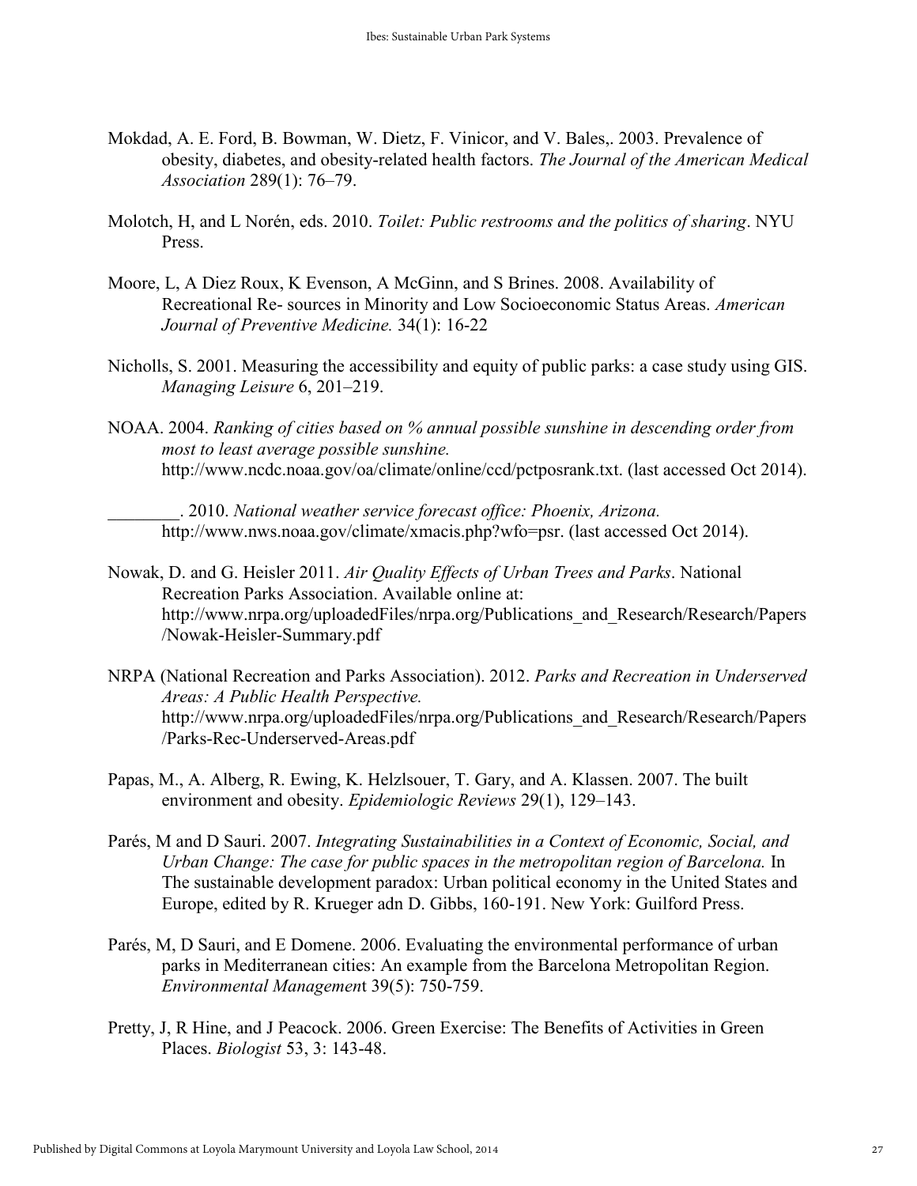Mokdad, A. E. Ford, B. Bowman, W. Dietz, F. Vinicor, and V. Bales,. 2003. Prevalence of obesity, diabetes, and obesity-related health factors. *The Journal of the American Medical Association* 289(1): 76–79.

Molotch, H, and L Norén, eds. 2010. *Toilet: Public restrooms and the politics of sharing*. NYU Press.

Moore, L, A Diez Roux, K Evenson, A McGinn, and S Brines. 2008. Availability of Recreational Re- sources in Minority and Low Socioeconomic Status Areas. *American Journal of Preventive Medicine.* 34(1): 16-22

Nicholls, S. 2001. Measuring the accessibility and equity of public parks: a case study using GIS. *Managing Leisure* 6, 201–219.

NOAA. 2004. *Ranking of cities based on % annual possible sunshine in descending order from most to least average possible sunshine.* http://www.ncdc.noaa.gov/oa/climate/online/ccd/pctposrank.txt. (last accessed Oct 2014).

________. 2010. *National weather service forecast office: Phoenix, Arizona.* http://www.nws.noaa.gov/climate/xmacis.php?wfo=psr. (last accessed Oct 2014).

Nowak, D. and G. Heisler 2011. *Air Quality Effects of Urban Trees and Parks*. National Recreation Parks Association. Available online at: http://www.nrpa.org/uploadedFiles/nrpa.org/Publications_and_Research/Research/Papers/Nowak-Heisler-Summary.pdf

NRPA (National Recreation and Parks Association). 2012. *Parks and Recreation in Underserved Areas: A Public Health Perspective.* http://www.nrpa.org/uploadedFiles/nrpa.org/Publications_and_Research/Research/Papers/Parks-Rec-Underserved-Areas.pdf

Papas, M., A. Alberg, R. Ewing, K. Helzlsouer, T. Gary, and A. Klassen. 2007. The built environment and obesity. *Epidemiologic Reviews* 29(1), 129–143.

Parés, M and D Sauri. 2007. *Integrating Sustainabilities in a Context of Economic, Social, and Urban Change: The case for public spaces in the metropolitan region of Barcelona.* In The sustainable development paradox: Urban political economy in the United States and Europe, edited by R. Krueger adn D. Gibbs, 160-191. New York: Guilford Press.

Parés, M, D Sauri, and E Domene. 2006. Evaluating the environmental performance of urban parks in Mediterranean cities: An example from the Barcelona Metropolitan Region. *Environmental Management* 39(5): 750-759.

Pretty, J, R Hine, and J Peacock. 2006. Green Exercise: The Benefits of Activities in Green Places. *Biologist* 53, 3: 143-48.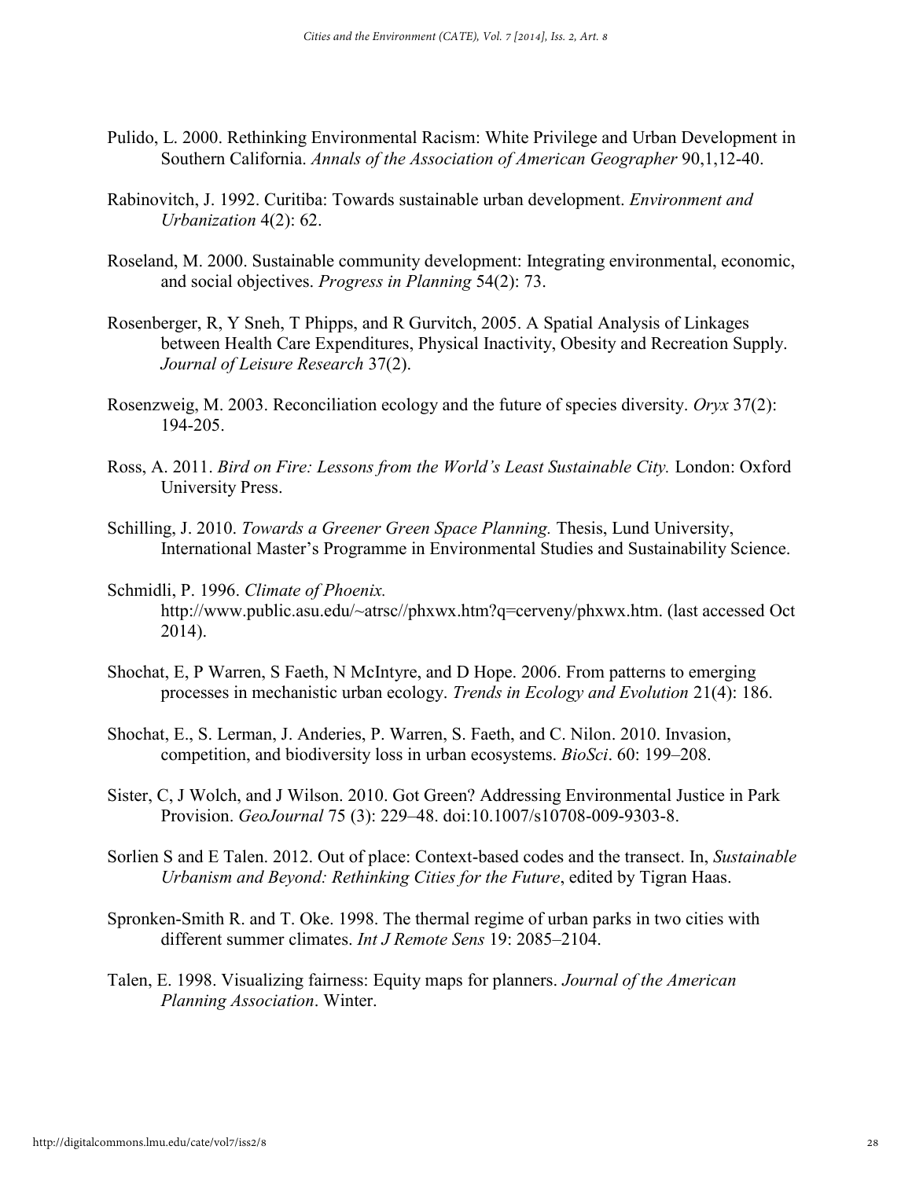Pulido, L. 2000. Rethinking Environmental Racism: White Privilege and Urban Development in Southern California. *Annals of the Association of American Geographer* 90,1,12-40.

Rabinovitch, J. 1992. Curitiba: Towards sustainable urban development. *Environment and Urbanization* 4(2): 62.

Roseland, M. 2000. Sustainable community development: Integrating environmental, economic, and social objectives. *Progress in Planning* 54(2): 73.

Rosenberger, R, Y Sneh, T Phipps, and R Gurvitch, 2005. A Spatial Analysis of Linkages between Health Care Expenditures, Physical Inactivity, Obesity and Recreation Supply. *Journal of Leisure Research* 37(2).

Rosenzweig, M. 2003. Reconciliation ecology and the future of species diversity. *Oryx* 37(2): 194-205.

Ross, A. 2011. *Bird on Fire: Lessons from the World's Least Sustainable City.* London: Oxford University Press.

Schilling, J. 2010. *Towards a Greener Green Space Planning.* Thesis, Lund University, International Master's Programme in Environmental Studies and Sustainability Science.

Schmidli, P. 1996. *Climate of Phoenix.* http://www.public.asu.edu/~atrsc//phxwx.htm?q=cerveny/phxwx.htm. (last accessed Oct 2014).

Shochat, E, P Warren, S Faeth, N McIntyre, and D Hope. 2006. From patterns to emerging processes in mechanistic urban ecology. *Trends in Ecology and Evolution* 21(4): 186.

Shochat, E., S. Lerman, J. Anderies, P. Warren, S. Faeth, and C. Nilon. 2010. Invasion, competition, and biodiversity loss in urban ecosystems. *BioSci*. 60: 199–208.

Sister, C, J Wolch, and J Wilson. 2010. Got Green? Addressing Environmental Justice in Park Provision. *GeoJournal* 75 (3): 229–48. doi:10.1007/s10708-009-9303-8.

Sorlien S and E Talen. 2012. Out of place: Context-based codes and the transect. In, *Sustainable Urbanism and Beyond: Rethinking Cities for the Future*, edited by Tigran Haas.

Spronken-Smith R. and T. Oke. 1998. The thermal regime of urban parks in two cities with different summer climates. *Int J Remote Sens* 19: 2085–2104.

Talen, E. 1998. Visualizing fairness: Equity maps for planners. *Journal of the American Planning Association*. Winter.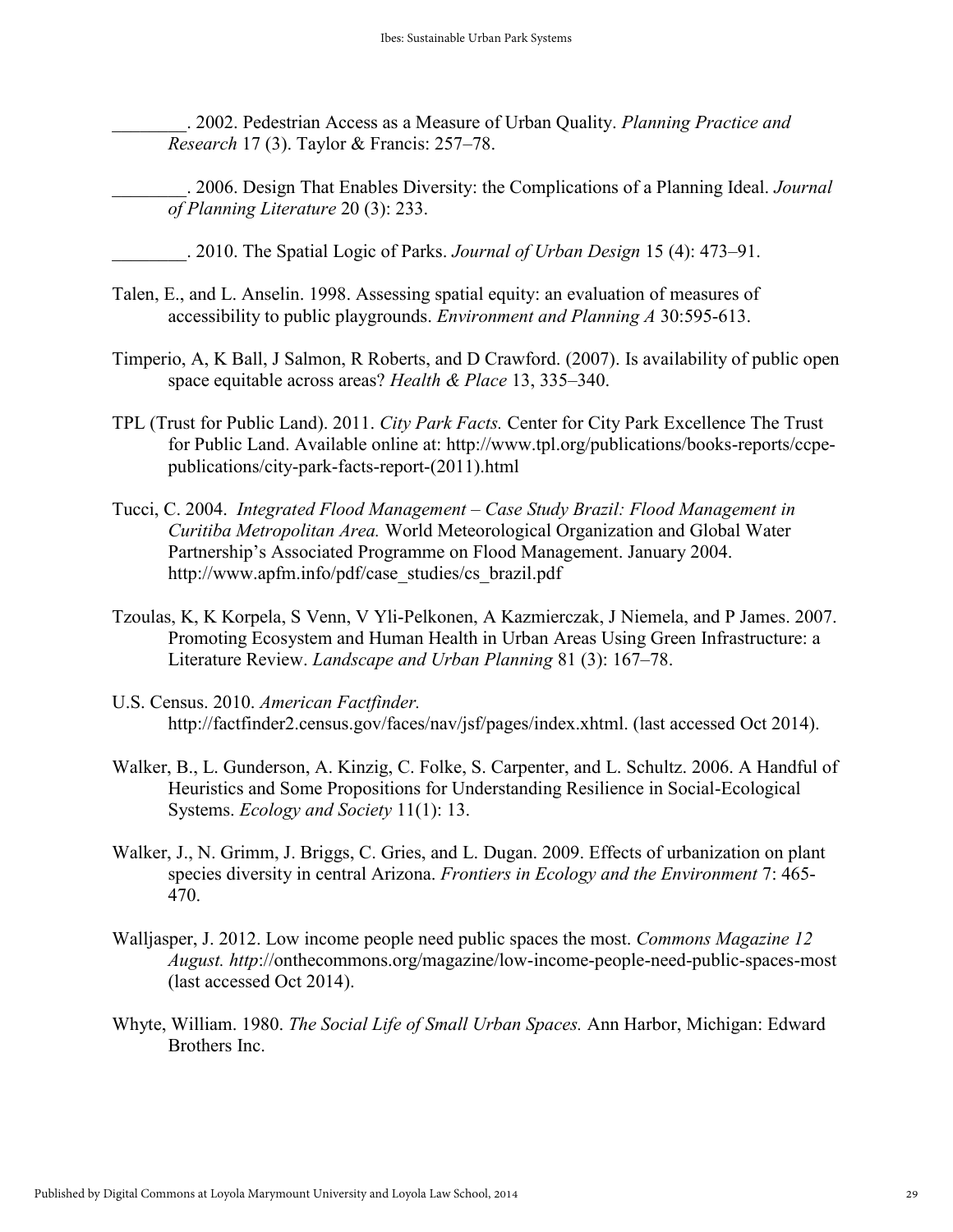________. 2002. Pedestrian Access as a Measure of Urban Quality. *Planning Practice and Research* 17 (3). Taylor & Francis: 257–78.

________. 2006. Design That Enables Diversity: the Complications of a Planning Ideal. *Journal of Planning Literature* 20 (3): 233.

________. 2010. The Spatial Logic of Parks. *Journal of Urban Design* 15 (4): 473–91.

Talen, E., and L. Anselin. 1998. Assessing spatial equity: an evaluation of measures of accessibility to public playgrounds. *Environment and Planning A* 30:595-613.

Timperio, A, K Ball, J Salmon, R Roberts, and D Crawford. (2007). Is availability of public open space equitable across areas? *Health & Place* 13, 335–340.

TPL (Trust for Public Land). 2011. *City Park Facts.* Center for City Park Excellence The Trust for Public Land. Available online at: http://www.tpl.org/publications/books-reports/ccpe-publications/city-park-facts-report-(2011).html

Tucci, C. 2004. *Integrated Flood Management – Case Study Brazil: Flood Management in Curitiba Metropolitan Area.* World Meteorological Organization and Global Water Partnership's Associated Programme on Flood Management. January 2004. http://www.apfm.info/pdf/case_studies/cs_brazil.pdf

Tzoulas, K, K Korpela, S Venn, V Yli-Pelkonen, A Kazmierczak, J Niemela, and P James. 2007. Promoting Ecosystem and Human Health in Urban Areas Using Green Infrastructure: a Literature Review. *Landscape and Urban Planning* 81 (3): 167–78.

U.S. Census. 2010. *American Factfinder.* http://factfinder2.census.gov/faces/nav/jsf/pages/index.xhtml. (last accessed Oct 2014).

Walker, B., L. Gunderson, A. Kinzig, C. Folke, S. Carpenter, and L. Schultz. 2006. A Handful of Heuristics and Some Propositions for Understanding Resilience in Social-Ecological Systems. *Ecology and Society* 11(1): 13.

Walker, J., N. Grimm, J. Briggs, C. Gries, and L. Dugan. 2009. Effects of urbanization on plant species diversity in central Arizona. *Frontiers in Ecology and the Environment* 7: 465-470.

Walljasper, J. 2012. Low income people need public spaces the most. *Commons Magazine 12 August. http*://onthecommons.org/magazine/low-income-people-need-public-spaces-most (last accessed Oct 2014).

Whyte, William. 1980. *The Social Life of Small Urban Spaces.* Ann Harbor, Michigan: Edward Brothers Inc.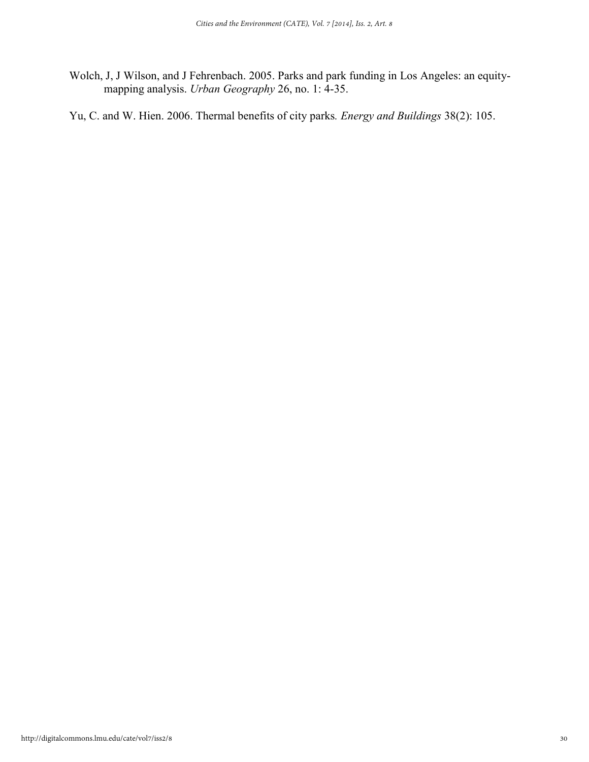Wolch, J, J Wilson, and J Fehrenbach. 2005. Parks and park funding in Los Angeles: an equity-mapping analysis. *Urban Geography* 26, no. 1: 4-35.

Yu, C. and W. Hien. 2006. Thermal benefits of city parks. *Energy and Buildings* 38(2): 105.